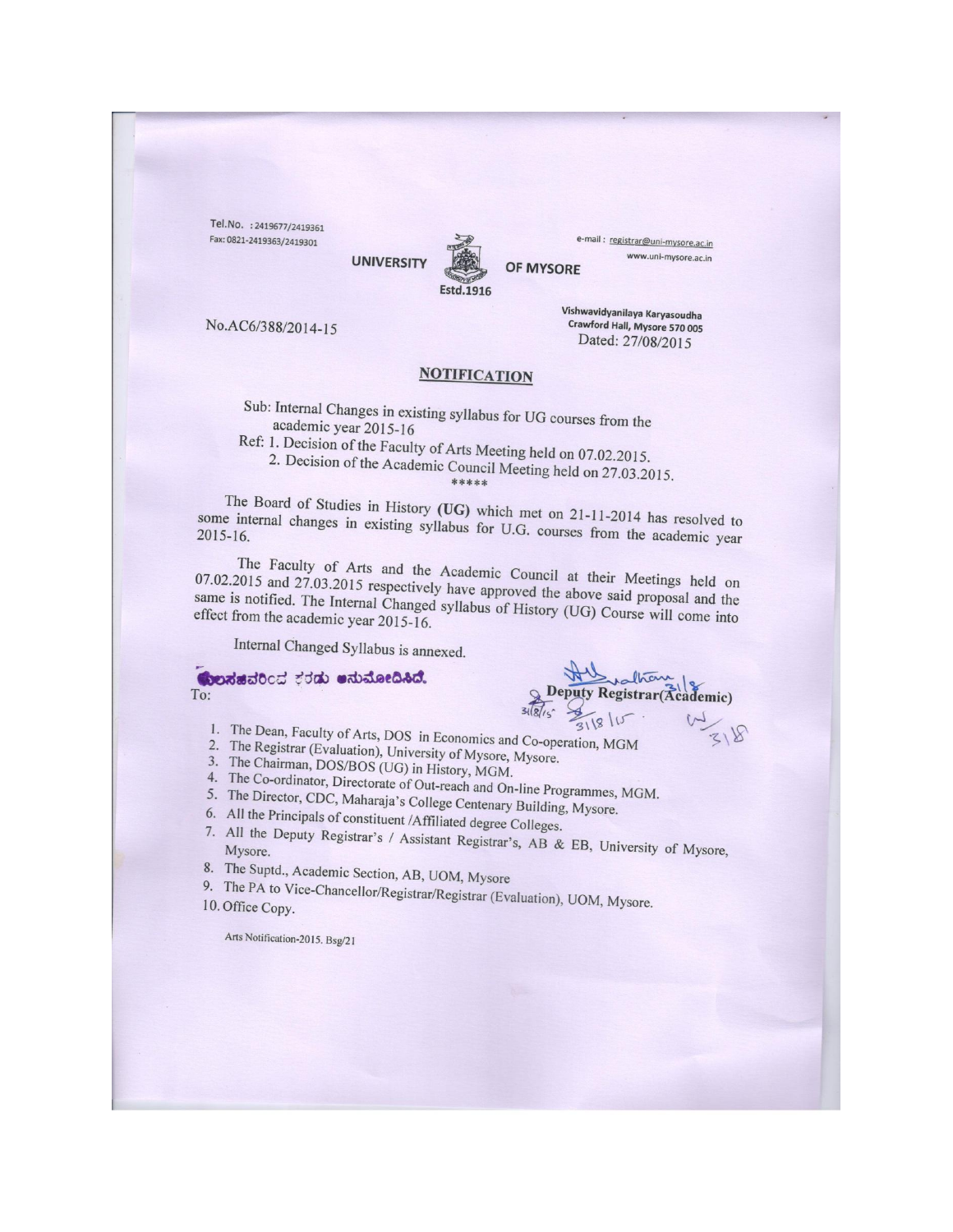Tel.No. : 2419677/2419361
Fax: 0821-2419363/2419301

e-mail : registrar@uni-mysore.ac.in
www.uni-mysore.ac.in

**UNIVERSITY OF MYSORE**

Estd.1916

No.AC6/388/2014-15

Vishwavidyanilaya Karyasoudha
Crawford Hall, Mysore 570 005
Dated: 27/08/2015

## NOTIFICATION

Sub: Internal Changes in existing syllabus for UG courses from the academic year 2015-16

Ref: 1. Decision of the Faculty of Arts Meeting held on 07.02.2015.
2. Decision of the Academic Council Meeting held on 27.03.2015.

*****

The Board of Studies in History **(UG)** which met on 21-11-2014 has resolved to some internal changes in existing syllabus for U.G. courses from the academic year 2015-16.

The Faculty of Arts and the Academic Council at their Meetings held on 07.02.2015 and 27.03.2015 respectively have approved the above said proposal and the same is notified. The Internal Changed syllabus of History (UG) Course will come into effect from the academic year 2015-16.

Internal Changed Syllabus is annexed.

ಕುಲಸಚಿವರಿಂದ ಕರಡು ಅನುಮೋದಿಸಿದೆ.

**Deputy Registrar(Academic)**

To:

1. The Dean, Faculty of Arts, DOS in Economics and Co-operation, MGM
2. The Registrar (Evaluation), University of Mysore, Mysore.
3. The Chairman, DOS/BOS (UG) in History, MGM.
4. The Co-ordinator, Directorate of Out-reach and On-line Programmes, MGM.
5. The Director, CDC, Maharaja's College Centenary Building, Mysore.
6. All the Principals of constituent /Affiliated degree Colleges.
7. All the Deputy Registrar's / Assistant Registrar's, AB & EB, University of Mysore, Mysore.
8. The Suptd., Academic Section, AB, UOM, Mysore
9. The PA to Vice-Chancellor/Registrar/Registrar (Evaluation), UOM, Mysore.
10. Office Copy.

Arts Notification-2015. Bsg/21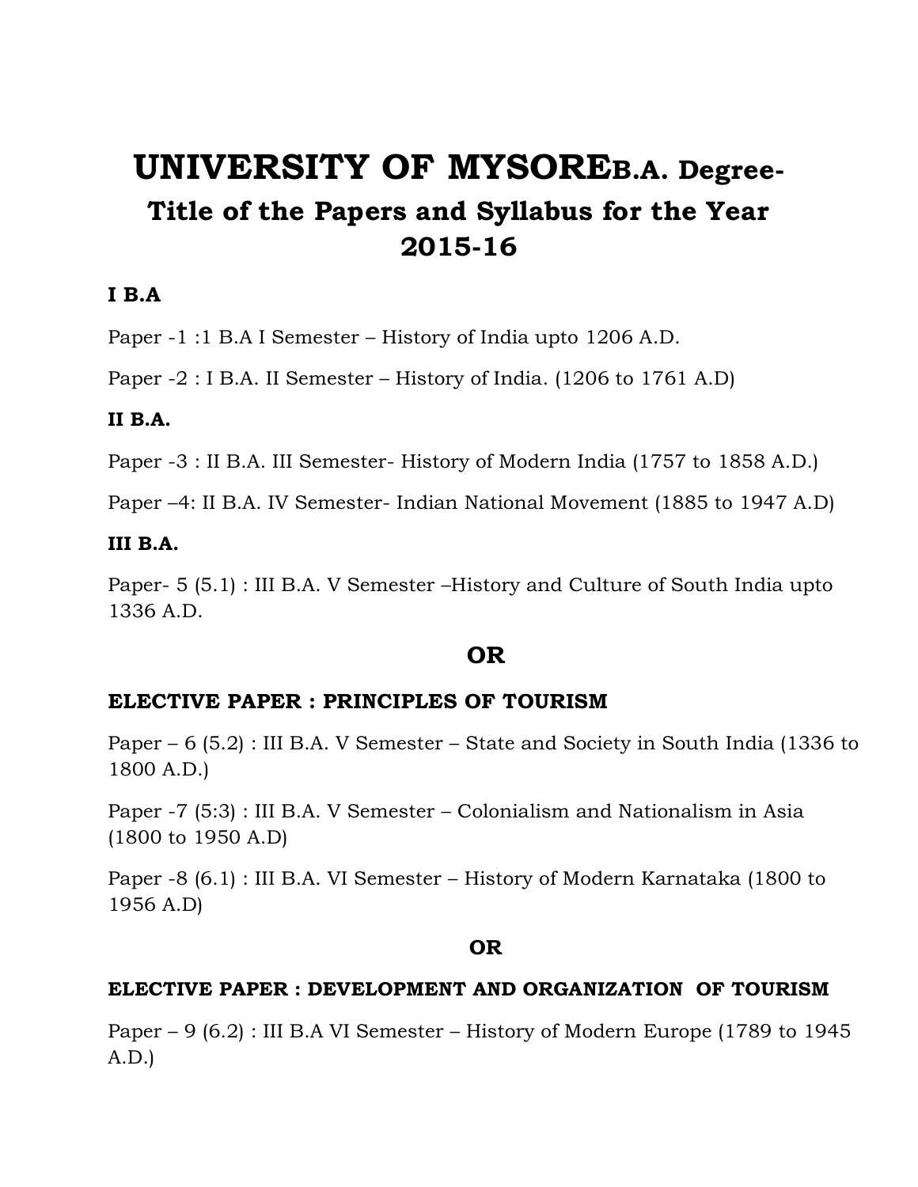# UNIVERSITY OF MYSORE B.A. Degree-
## Title of the Papers and Syllabus for the Year 2015-16

**I B.A**

Paper -1 :1 B.A I Semester – History of India upto 1206 A.D.

Paper -2 : I B.A. II Semester – History of India. (1206 to 1761 A.D)

**II B.A.**

Paper -3 : II B.A. III Semester- History of Modern India (1757 to 1858 A.D.)

Paper –4: II B.A. IV Semester- Indian National Movement (1885 to 1947 A.D)

**III B.A.**

Paper- 5 (5.1) : III B.A. V Semester –History and Culture of South India upto 1336 A.D.

**OR**

**ELECTIVE PAPER : PRINCIPLES OF TOURISM**

Paper – 6 (5.2) : III B.A. V Semester – State and Society in South India (1336 to 1800 A.D.)

Paper -7 (5:3) : III B.A. V Semester – Colonialism and Nationalism in Asia (1800 to 1950 A.D)

Paper -8 (6.1) : III B.A. VI Semester – History of Modern Karnataka (1800 to 1956 A.D)

**OR**

**ELECTIVE PAPER : DEVELOPMENT AND ORGANIZATION OF TOURISM**

Paper – 9 (6.2) : III B.A VI Semester – History of Modern Europe (1789 to 1945 A.D.)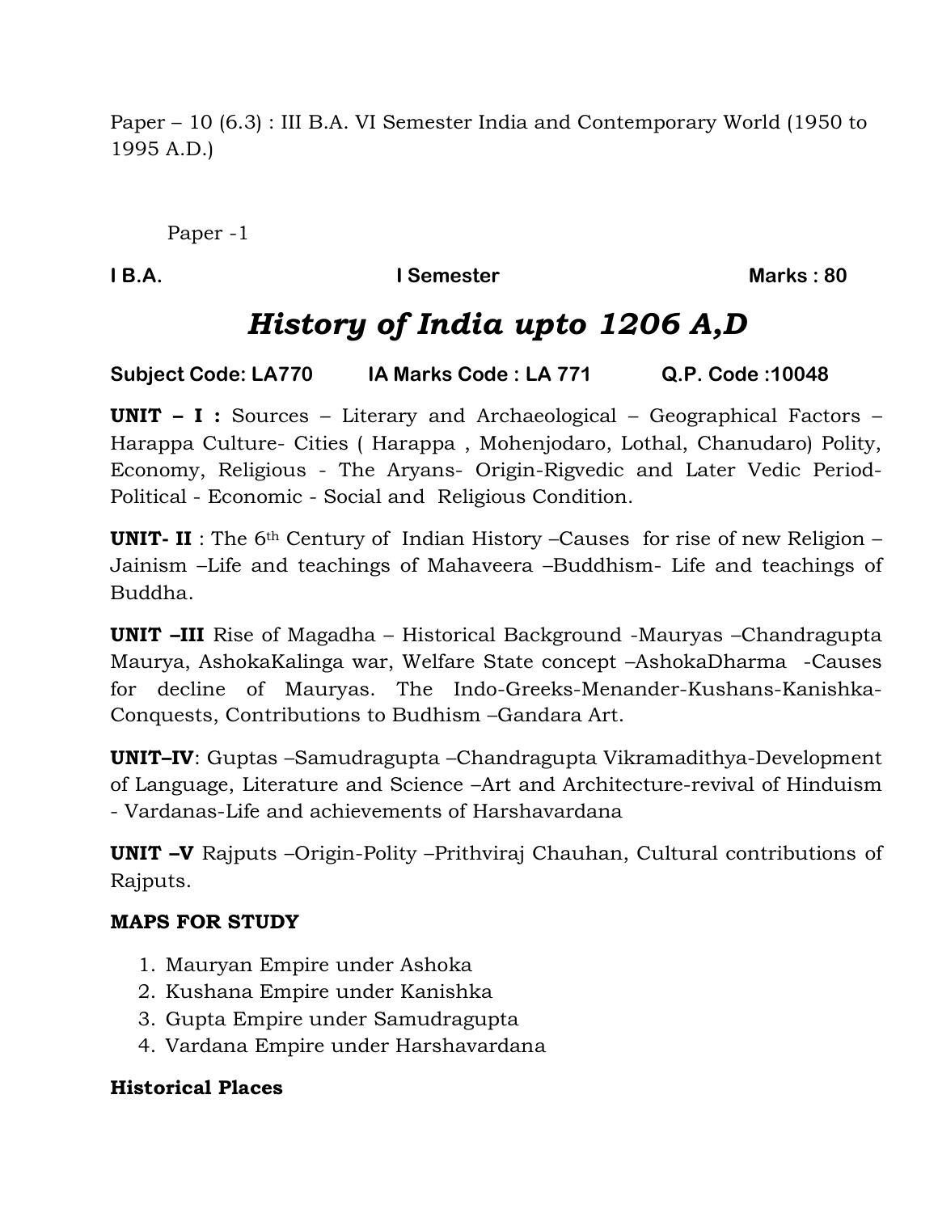Paper – 10 (6.3) : III B.A. VI Semester India and Contemporary World (1950 to 1995 A.D.)

Paper -1

**I B.A. I Semester Marks : 80**

# *History of India upto 1206 A,D*

**Subject Code: LA770 IA Marks Code : LA 771 Q.P. Code :10048**

**UNIT – I :** Sources – Literary and Archaeological – Geographical Factors – Harappa Culture- Cities ( Harappa , Mohenjodaro, Lothal, Chanudaro) Polity, Economy, Religious - The Aryans- Origin-Rigvedic and Later Vedic Period- Political - Economic - Social and Religious Condition.

**UNIT- II** : The 6th Century of Indian History –Causes for rise of new Religion – Jainism –Life and teachings of Mahaveera –Buddhism- Life and teachings of Buddha.

**UNIT –III** Rise of Magadha – Historical Background -Mauryas –Chandragupta Maurya, AshokaKalinga war, Welfare State concept –AshokaDharma -Causes for decline of Mauryas. The Indo-Greeks-Menander-Kushans-Kanishka-Conquests, Contributions to Budhism –Gandara Art.

**UNIT–IV**: Guptas –Samudragupta –Chandragupta Vikramadithya-Development of Language, Literature and Science –Art and Architecture-revival of Hinduism - Vardanas-Life and achievements of Harshavardana

**UNIT –V** Rajputs –Origin-Polity –Prithviraj Chauhan, Cultural contributions of Rajputs.

**MAPS FOR STUDY**

1. Mauryan Empire under Ashoka
2. Kushana Empire under Kanishka
3. Gupta Empire under Samudragupta
4. Vardana Empire under Harshavardana

**Historical Places**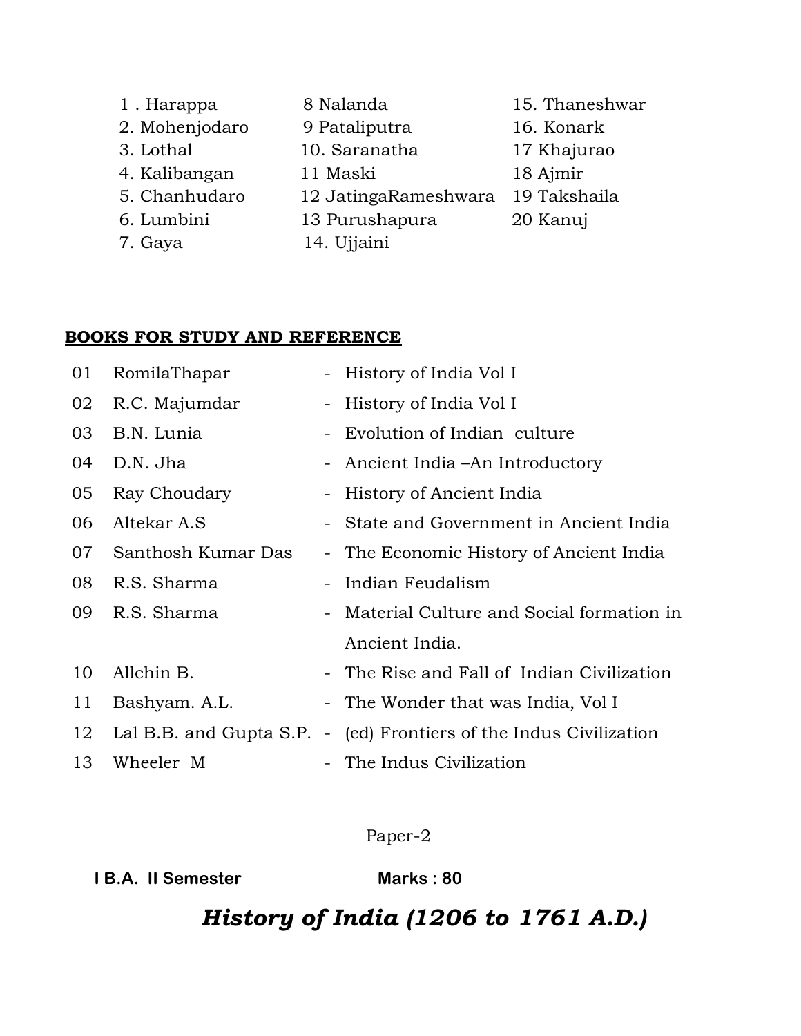| | | |
|---|---|---|
| 1 . Harappa | 8 Nalanda | 15. Thaneshwar |
| 2. Mohenjodaro | 9 Pataliputra | 16. Konark |
| 3. Lothal | 10. Saranatha | 17 Khajurao |
| 4. Kalibangan | 11 Maski | 18 Ajmir |
| 5. Chanhudaro | 12 JatingaRameshwara | 19 Takshaila |
| 6. Lumbini | 13 Purushapura | 20 Kanuj |
| 7. Gaya | 14. Ujjaini | |

**BOOKS FOR STUDY AND REFERENCE**

| | | | |
|---|---|---|---|
| 01 | RomilaThapar | - | History of India Vol I |
| 02 | R.C. Majumdar | - | History of India Vol I |
| 03 | B.N. Lunia | - | Evolution of Indian culture |
| 04 | D.N. Jha | - | Ancient India –An Introductory |
| 05 | Ray Choudary | - | History of Ancient India |
| 06 | Altekar A.S | - | State and Government in Ancient India |
| 07 | Santhosh Kumar Das | - | The Economic History of Ancient India |
| 08 | R.S. Sharma | - | Indian Feudalism |
| 09 | R.S. Sharma | - | Material Culture and Social formation in Ancient India. |
| 10 | Allchin B. | - | The Rise and Fall of Indian Civilization |
| 11 | Bashyam. A.L. | - | The Wonder that was India, Vol I |
| 12 | Lal B.B. and Gupta S.P. | - | (ed) Frontiers of the Indus Civilization |
| 13 | Wheeler M | - | The Indus Civilization |

Paper-2

**I B.A. II Semester** **Marks : 80**

## *History of India (1206 to 1761 A.D.)*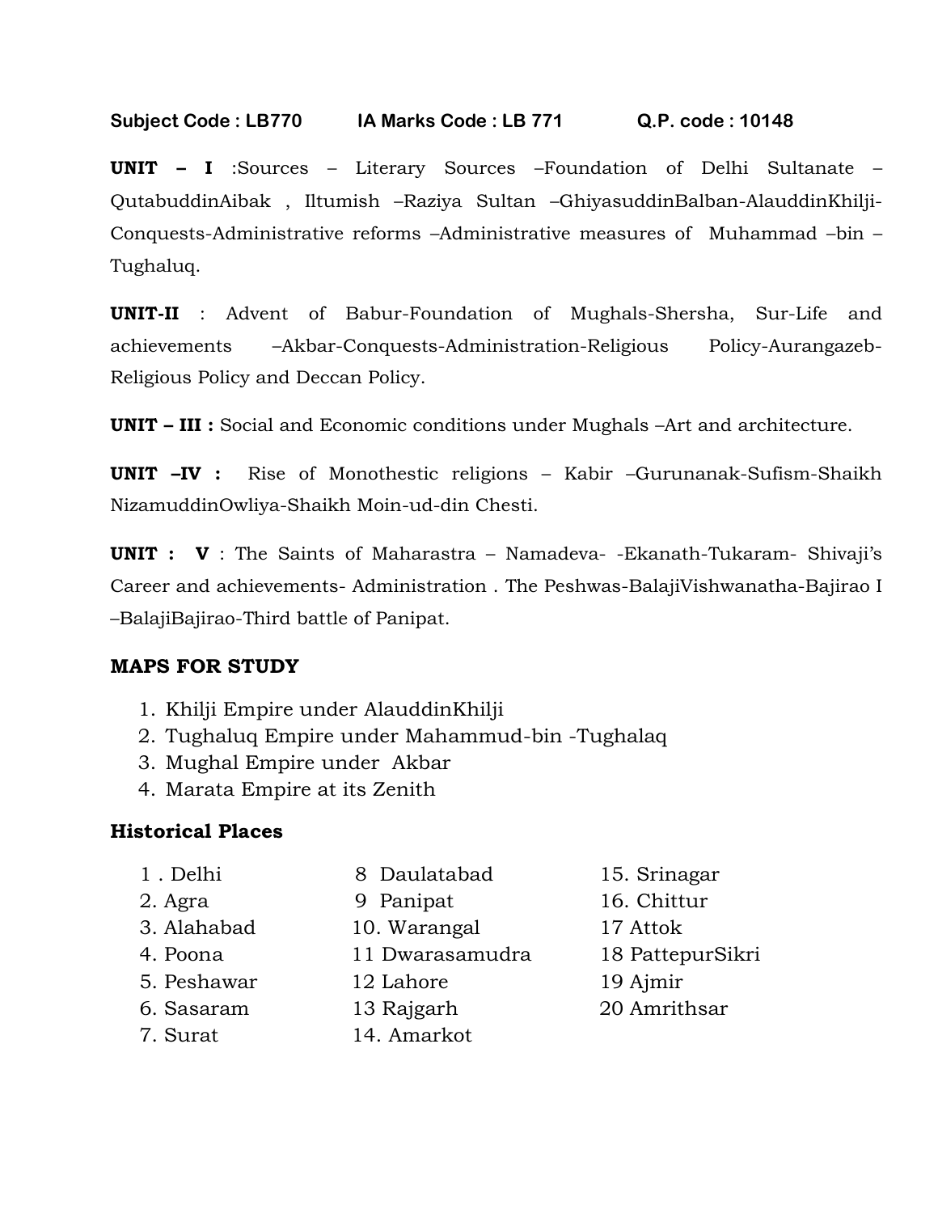**Subject Code : LB770 IA Marks Code : LB 771 Q.P. code : 10148**

**UNIT – I** :Sources – Literary Sources –Foundation of Delhi Sultanate – QutabuddinAibak , Iltumish –Raziya Sultan –GhiyasuddinBalban-AlauddinKhilji-Conquests-Administrative reforms –Administrative measures of Muhammad –bin –Tughaluq.

**UNIT-II** : Advent of Babur-Foundation of Mughals-Shersha, Sur-Life and achievements –Akbar-Conquests-Administration-Religious Policy-Aurangazeb-Religious Policy and Deccan Policy.

**UNIT – III :** Social and Economic conditions under Mughals –Art and architecture.

**UNIT –IV :** Rise of Monothestic religions – Kabir –Gurunanak-Sufism-Shaikh NizamuddinOwliya-Shaikh Moin-ud-din Chesti.

**UNIT : V** : The Saints of Maharastra – Namadeva- -Ekanath-Tukaram- Shivaji's Career and achievements- Administration . The Peshwas-BalajiVishwanatha-Bajirao I –BalajiBajirao-Third battle of Panipat.

## MAPS FOR STUDY

1. Khilji Empire under AlauddinKhilji
2. Tughaluq Empire under Mahammud-bin -Tughalaq
3. Mughal Empire under Akbar
4. Marata Empire at its Zenith

## Historical Places

| | | |
|---|---|---|
| 1 . Delhi | 8 Daulatabad | 15. Srinagar |
| 2. Agra | 9 Panipat | 16. Chittur |
| 3. Alahabad | 10. Warangal | 17 Attok |
| 4. Poona | 11 Dwarasamudra | 18 PattepurSikri |
| 5. Peshawar | 12 Lahore | 19 Ajmir |
| 6. Sasaram | 13 Rajgarh | 20 Amrithsar |
| 7. Surat | 14. Amarkot | |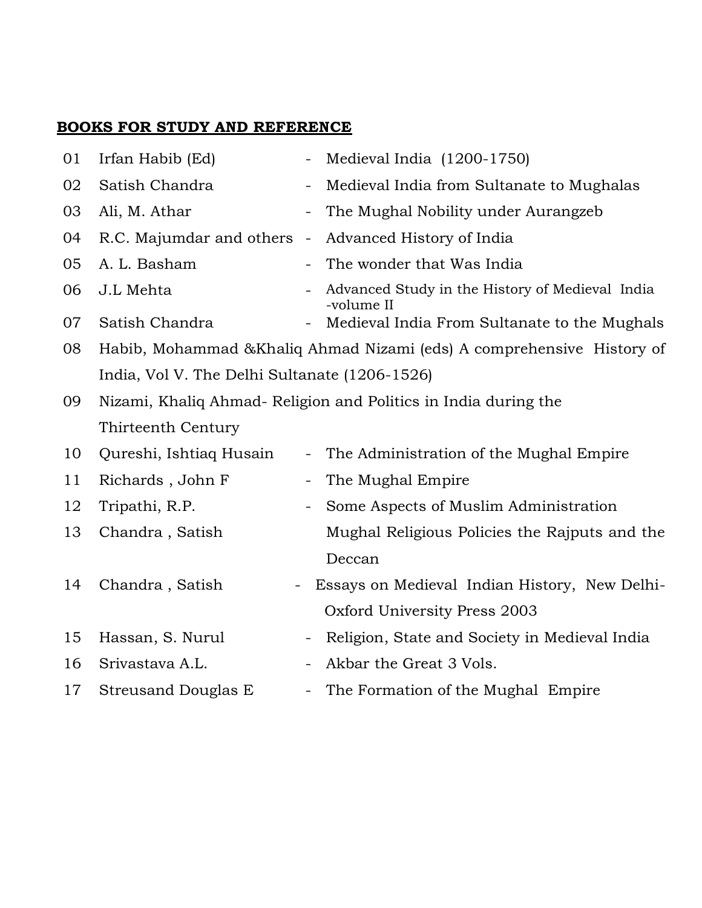**BOOKS FOR STUDY AND REFERENCE**

| | | | |
|---|---|---|---|
| 01 | Irfan Habib (Ed) | - | Medieval India (1200-1750) |
| 02 | Satish Chandra | - | Medieval India from Sultanate to Mughalas |
| 03 | Ali, M. Athar | - | The Mughal Nobility under Aurangzeb |
| 04 | R.C. Majumdar and others | - | Advanced History of India |
| 05 | A. L. Basham | - | The wonder that Was India |
| 06 | J.L Mehta | - | Advanced Study in the History of Medieval India -volume II |
| 07 | Satish Chandra | - | Medieval India From Sultanate to the Mughals |
| 08 | Habib, Mohammad &Khaliq Ahmad Nizami (eds) A comprehensive History of India, Vol V. The Delhi Sultanate (1206-1526) | | |
| 09 | Nizami, Khaliq Ahmad- Religion and Politics in India during the Thirteenth Century | | |
| 10 | Qureshi, Ishtiaq Husain | - | The Administration of the Mughal Empire |
| 11 | Richards , John F | - | The Mughal Empire |
| 12 | Tripathi, R.P. | - | Some Aspects of Muslim Administration |
| 13 | Chandra , Satish | | Mughal Religious Policies the Rajputs and the Deccan |
| 14 | Chandra , Satish | - | Essays on Medieval Indian History, New Delhi-Oxford University Press 2003 |
| 15 | Hassan, S. Nurul | - | Religion, State and Society in Medieval India |
| 16 | Srivastava A.L. | - | Akbar the Great 3 Vols. |
| 17 | Streusand Douglas E | - | The Formation of the Mughal Empire |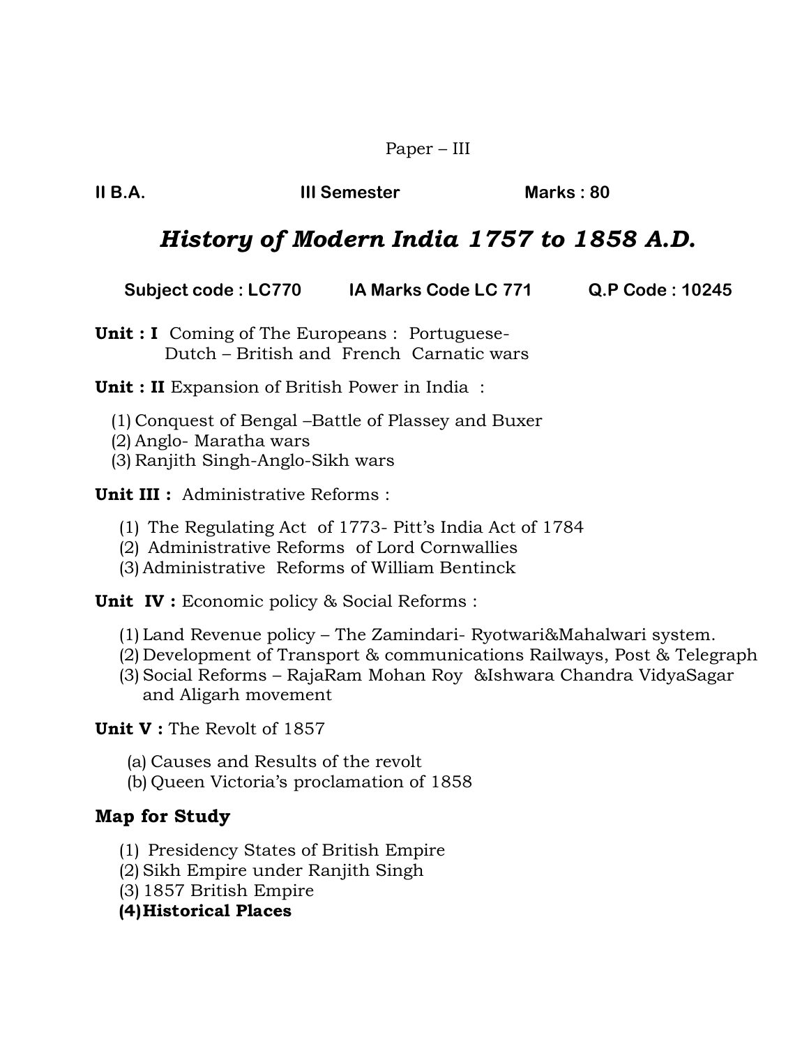Paper – III

**II B.A.** **III Semester** **Marks : 80**

# *History of Modern India 1757 to 1858 A.D.*

**Subject code : LC770** **IA Marks Code LC 771** **Q.P Code : 10245**

**Unit : I** Coming of The Europeans : Portuguese- Dutch – British and French Carnatic wars

**Unit : II** Expansion of British Power in India :

(1) Conquest of Bengal –Battle of Plassey and Buxer
(2) Anglo- Maratha wars
(3) Ranjith Singh-Anglo-Sikh wars

**Unit III :** Administrative Reforms :

(1) The Regulating Act of 1773- Pitt's India Act of 1784
(2) Administrative Reforms of Lord Cornwallies
(3) Administrative Reforms of William Bentinck

**Unit IV :** Economic policy & Social Reforms :

(1) Land Revenue policy – The Zamindari- Ryotwari&Mahalwari system.
(2) Development of Transport & communications Railways, Post & Telegraph
(3) Social Reforms – RajaRam Mohan Roy &Ishwara Chandra VidyaSagar and Aligarh movement

**Unit V :** The Revolt of 1857

(a) Causes and Results of the revolt
(b) Queen Victoria's proclamation of 1858

## Map for Study

(1) Presidency States of British Empire
(2) Sikh Empire under Ranjith Singh
(3) 1857 British Empire
**(4) Historical Places**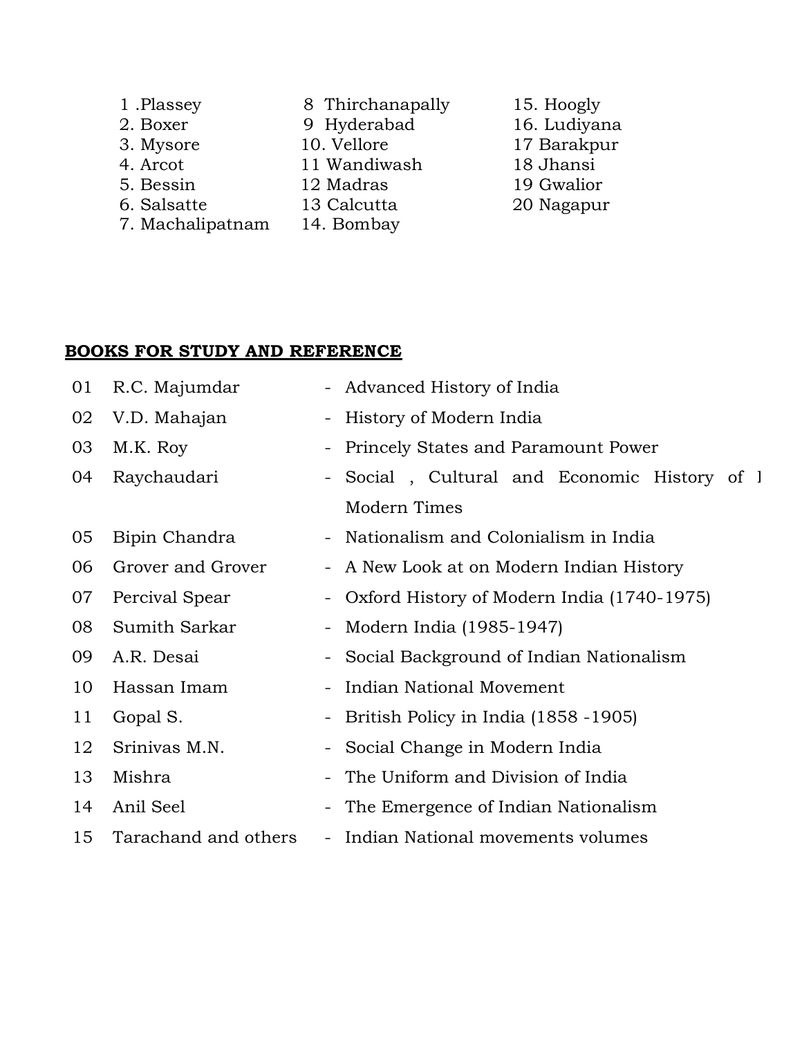1 .Plassey
2. Boxer
3. Mysore
4. Arcot
5. Bessin
6. Salsatte
7. Machalipatnam
8 Thirchanapally
9 Hyderabad
10. Vellore
11 Wandiwash
12 Madras
13 Calcutta
14. Bombay
15. Hoogly
16. Ludiyana
17 Barakpur
18 Jhansi
19 Gwalior
20 Nagapur

## BOOKS FOR STUDY AND REFERENCE

| | | |
|---|---|---|
| 01 | R.C. Majumdar | - Advanced History of India |
| 02 | V.D. Mahajan | - History of Modern India |
| 03 | M.K. Roy | - Princely States and Paramount Power |
| 04 | Raychaudari | - Social , Cultural and Economic History of I Modern Times |
| 05 | Bipin Chandra | - Nationalism and Colonialism in India |
| 06 | Grover and Grover | - A New Look at on Modern Indian History |
| 07 | Percival Spear | - Oxford History of Modern India (1740-1975) |
| 08 | Sumith Sarkar | - Modern India (1985-1947) |
| 09 | A.R. Desai | - Social Background of Indian Nationalism |
| 10 | Hassan Imam | - Indian National Movement |
| 11 | Gopal S. | - British Policy in India (1858 -1905) |
| 12 | Srinivas M.N. | - Social Change in Modern India |
| 13 | Mishra | - The Uniform and Division of India |
| 14 | Anil Seel | - The Emergence of Indian Nationalism |
| 15 | Tarachand and others | - Indian National movements volumes |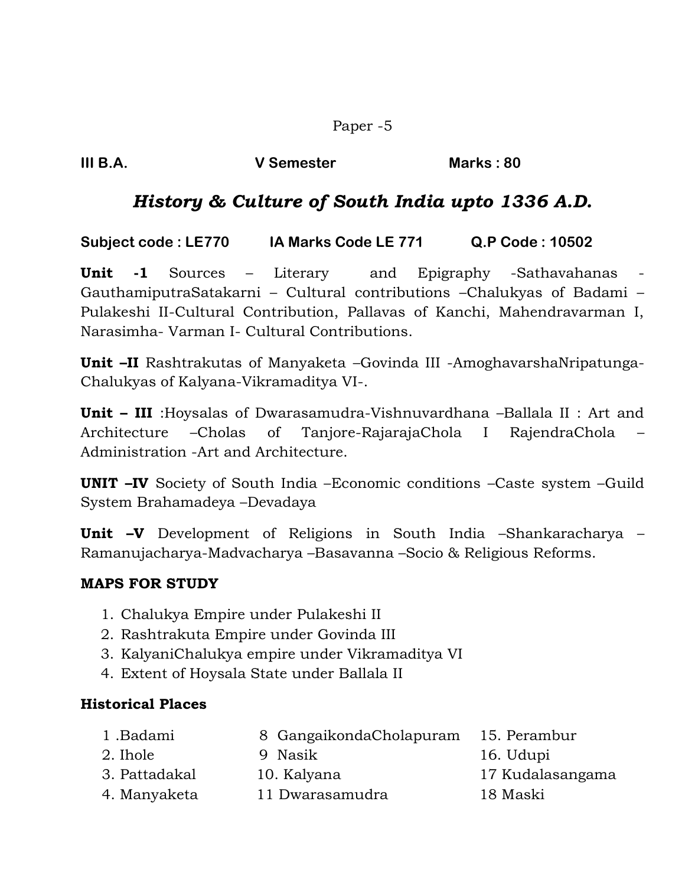Paper -5

**III B.A.** **V Semester** **Marks : 80**

## *History & Culture of South India upto 1336 A.D.*

**Subject code : LE770** **IA Marks Code LE 771** **Q.P Code : 10502**

**Unit -1** Sources – Literary and Epigraphy -Sathavahanas - GauthamiputraSatakarni – Cultural contributions –Chalukyas of Badami – Pulakeshi II-Cultural Contribution, Pallavas of Kanchi, Mahendravarman I, Narasimha- Varman I- Cultural Contributions.

**Unit –II** Rashtrakutas of Manyaketa –Govinda III -AmoghavarshaNripatunga-Chalukyas of Kalyana-Vikramaditya VI-.

**Unit – III** :Hoysalas of Dwarasamudra-Vishnuvardhana –Ballala II : Art and Architecture –Cholas of Tanjore-RajarajaChola I RajendraChola – Administration -Art and Architecture.

**UNIT –IV** Society of South India –Economic conditions –Caste system –Guild System Brahamadeya –Devadaya

**Unit –V** Development of Religions in South India –Shankaracharya – Ramanujacharya-Madvacharya –Basavanna –Socio & Religious Reforms.

**MAPS FOR STUDY**

1. Chalukya Empire under Pulakeshi II
2. Rashtrakuta Empire under Govinda III
3. KalyaniChalukya empire under Vikramaditya VI
4. Extent of Hoysala State under Ballala II

**Historical Places**

1 .Badami
2. Ihole
3. Pattadakal
4. Manyaketa
8 GangaikondaCholapuram
9 Nasik
10. Kalyana
11 Dwarasamudra
15. Perambur
16. Udupi
17 Kudalasangama
18 Maski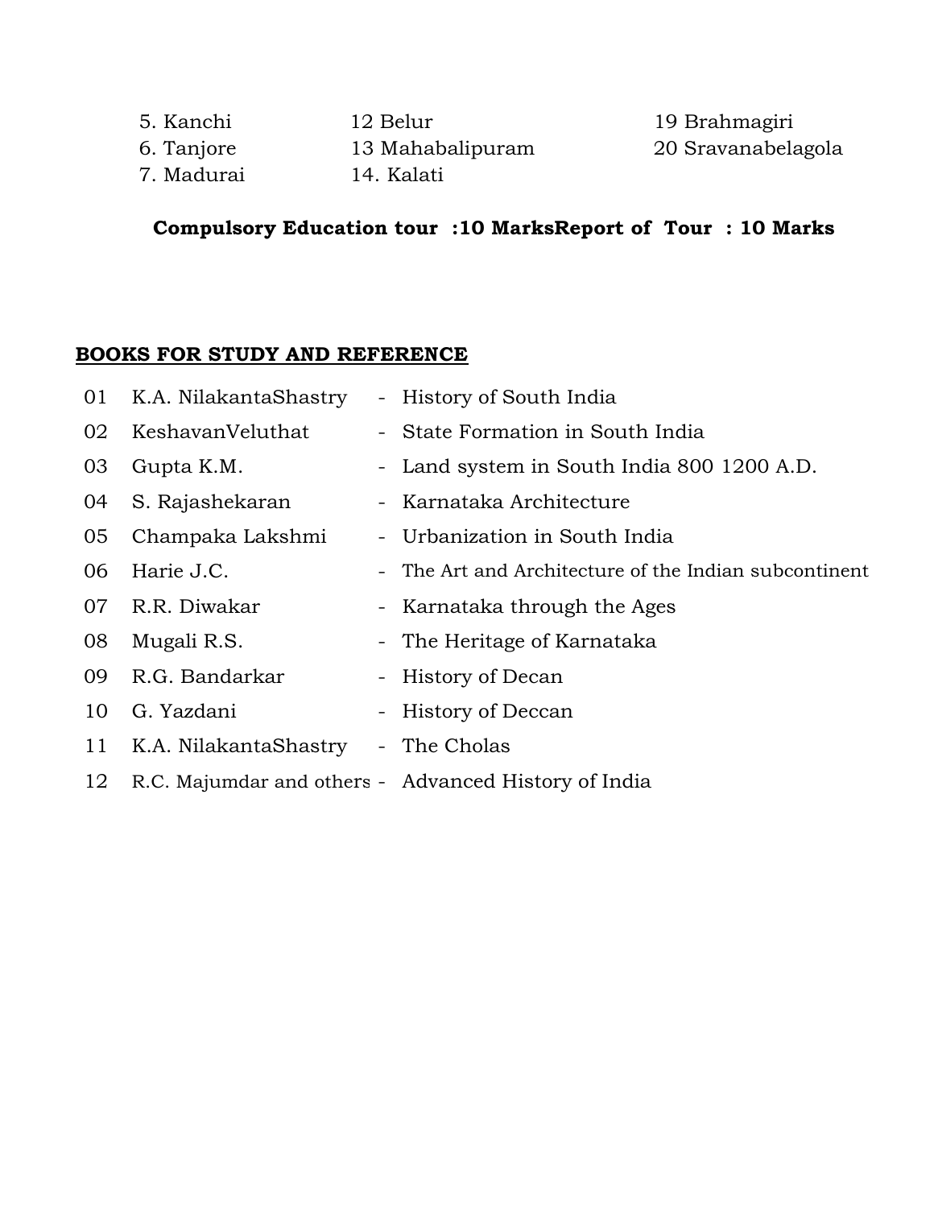5. Kanchi
6. Tanjore
7. Madurai
12 Belur
13 Mahabalipuram
14. Kalati
19 Brahmagiri
20 Sravanabelagola

**Compulsory Education tour :10 MarksReport of Tour : 10 Marks**

## BOOKS FOR STUDY AND REFERENCE

| | | | |
|---|---|---|---|
| 01 | K.A. NilakantaShastry | - | History of South India |
| 02 | KeshavanVeluthat | - | State Formation in South India |
| 03 | Gupta K.M. | - | Land system in South India 800 1200 A.D. |
| 04 | S. Rajashekaran | - | Karnataka Architecture |
| 05 | Champaka Lakshmi | - | Urbanization in South India |
| 06 | Harie J.C. | - | The Art and Architecture of the Indian subcontinent |
| 07 | R.R. Diwakar | - | Karnataka through the Ages |
| 08 | Mugali R.S. | - | The Heritage of Karnataka |
| 09 | R.G. Bandarkar | - | History of Decan |
| 10 | G. Yazdani | - | History of Deccan |
| 11 | K.A. NilakantaShastry | - | The Cholas |
| 12 | R.C. Majumdar and others | - | Advanced History of India |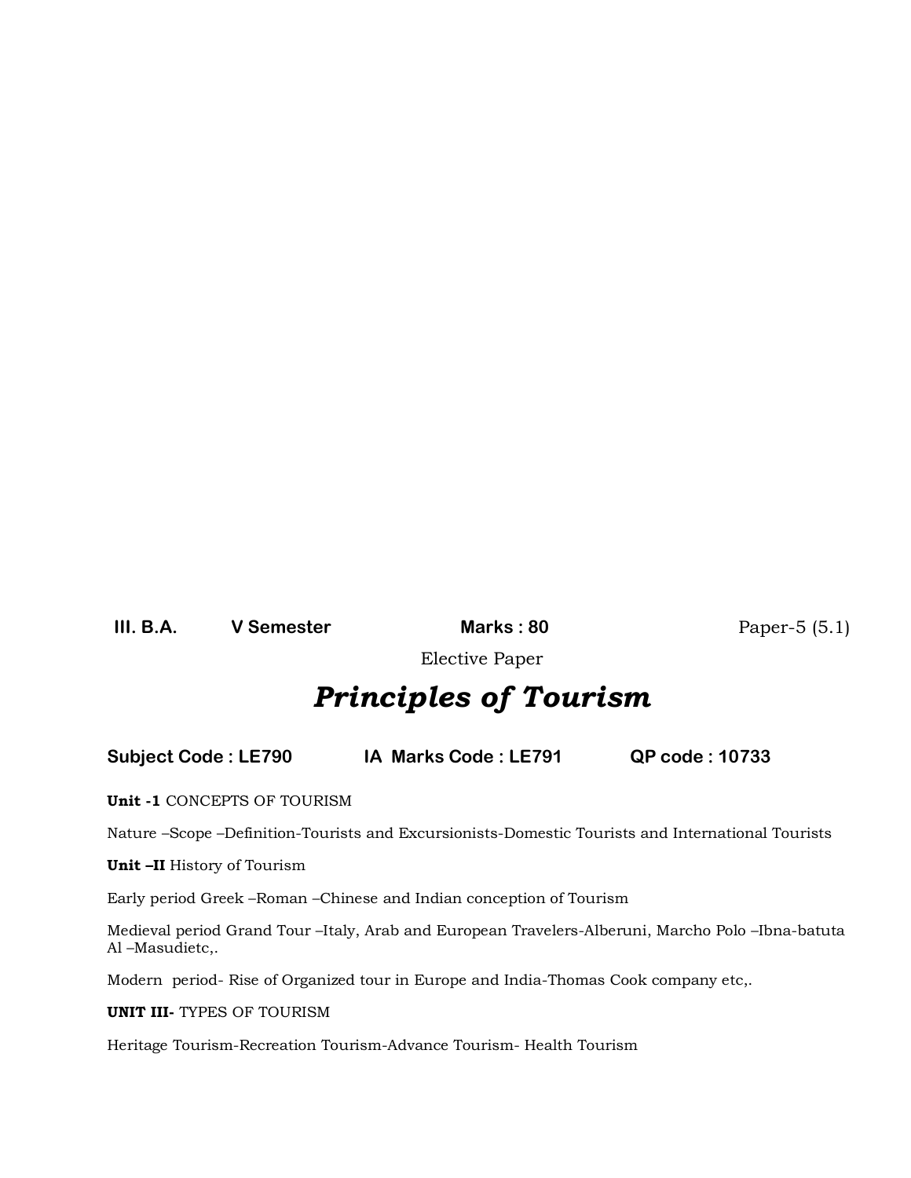**III. B.A.** **V Semester** **Marks : 80** Paper-5 (5.1)

Elective Paper

# *Principles of Tourism*

**Subject Code : LE790** **IA Marks Code : LE791** **QP code : 10733**

**Unit -1** CONCEPTS OF TOURISM

Nature –Scope –Definition-Tourists and Excursionists-Domestic Tourists and International Tourists

**Unit –II** History of Tourism

Early period Greek –Roman –Chinese and Indian conception of Tourism

Medieval period Grand Tour –Italy, Arab and European Travelers-Alberuni, Marcho Polo –Ibna-batuta Al –Masudietc,.

Modern period- Rise of Organized tour in Europe and India-Thomas Cook company etc,.

**UNIT III-** TYPES OF TOURISM

Heritage Tourism-Recreation Tourism-Advance Tourism- Health Tourism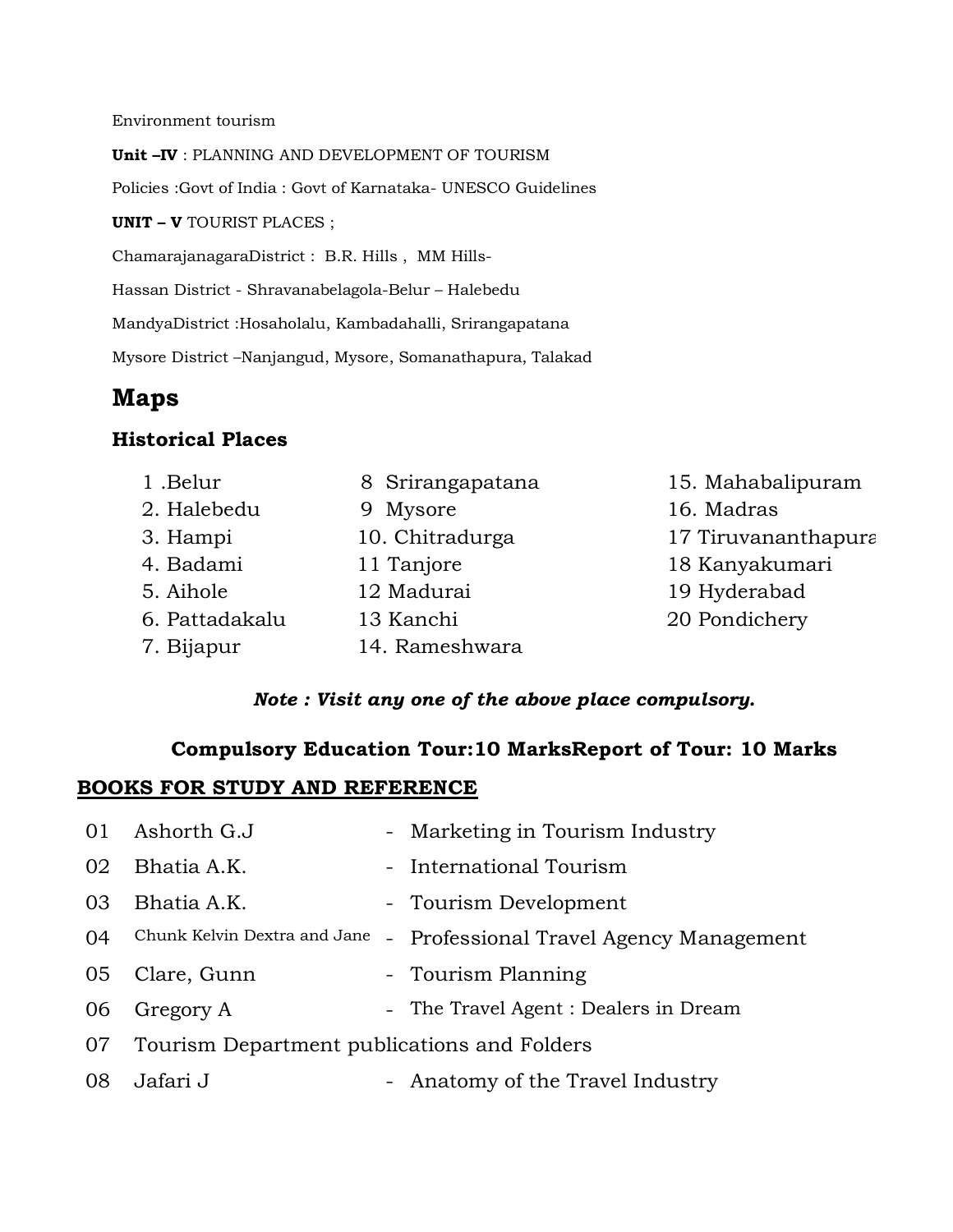Environment tourism

**Unit –IV** : PLANNING AND DEVELOPMENT OF TOURISM

Policies :Govt of India : Govt of Karnataka- UNESCO Guidelines

**UNIT – V** TOURIST PLACES ;

ChamarajanagaraDistrict : B.R. Hills , MM Hills-

Hassan District - Shravanabelagola-Belur – Halebedu

MandyaDistrict :Hosaholalu, Kambadahalli, Srirangapatana

Mysore District –Nanjangud, Mysore, Somanathapura, Talakad

## Maps

### Historical Places

1 .Belur
2. Halebedu
3. Hampi
4. Badami
5. Aihole
6. Pattadakalu
7. Bijapur
8 Srirangapatana
9 Mysore
10. Chitradurga
11 Tanjore
12 Madurai
13 Kanchi
14. Rameshwara
15. Mahabalipuram
16. Madras
17 Tiruvananthapura
18 Kanyakumari
19 Hyderabad
20 Pondichery

***Note : Visit any one of the above place compulsory.***

**Compulsory Education Tour:10 MarksReport of Tour: 10 Marks**

**BOOKS FOR STUDY AND REFERENCE**

| | | | |
|---|---|---|---|
| 01 | Ashorth G.J | - | Marketing in Tourism Industry |
| 02 | Bhatia A.K. | - | International Tourism |
| 03 | Bhatia A.K. | - | Tourism Development |
| 04 | Chunk Kelvin Dextra and Jane | - | Professional Travel Agency Management |
| 05 | Clare, Gunn | - | Tourism Planning |
| 06 | Gregory A | - | The Travel Agent : Dealers in Dream |
| 07 | Tourism Department publications and Folders | | |
| 08 | Jafari J | - | Anatomy of the Travel Industry |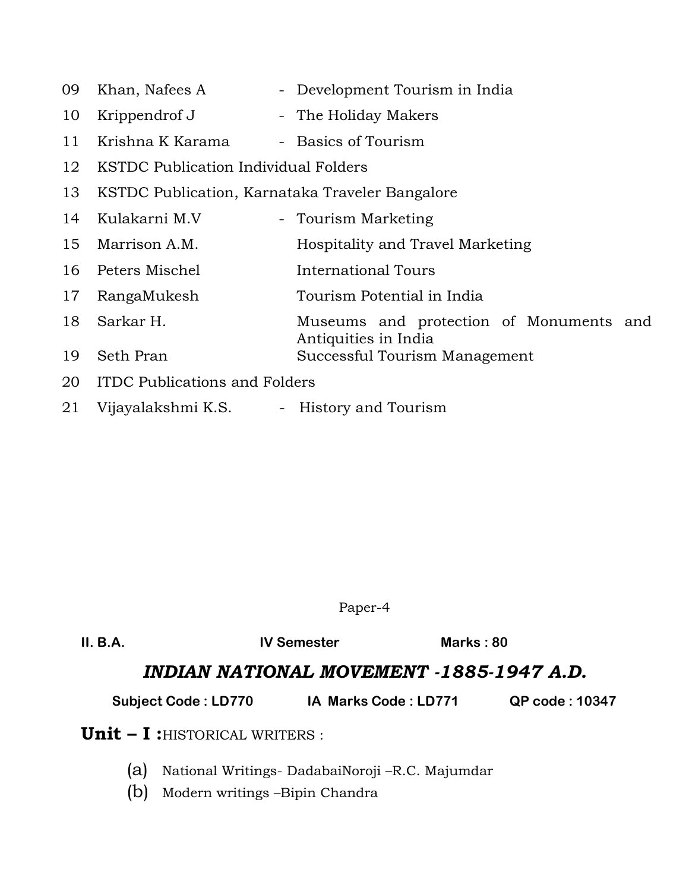| | | | |
|---|---|---|---|
| 09 | Khan, Nafees A | - | Development Tourism in India |
| 10 | Krippendrof J | - | The Holiday Makers |
| 11 | Krishna K Karama | - | Basics of Tourism |
| 12 | KSTDC Publication Individual Folders | | |
| 13 | KSTDC Publication, Karnataka Traveler Bangalore | | |
| 14 | Kulakarni M.V | - | Tourism Marketing |
| 15 | Marrison A.M. | | Hospitality and Travel Marketing |
| 16 | Peters Mischel | | International Tours |
| 17 | RangaMukesh | | Tourism Potential in India |
| 18 | Sarkar H. | | Museums and protection of Monuments and Antiquities in India |
| 19 | Seth Pran | | Successful Tourism Management |
| 20 | ITDC Publications and Folders | | |
| 21 | Vijayalakshmi K.S. | - | History and Tourism |

Paper-4

**II. B.A.** **IV Semester** **Marks : 80**

## *INDIAN NATIONAL MOVEMENT -1885-1947 A.D.*

**Subject Code : LD770** **IA Marks Code : LD771** **QP code : 10347**

**Unit – I :** HISTORICAL WRITERS :

(a) National Writings- DadabaiNoroji –R.C. Majumdar

(b) Modern writings –Bipin Chandra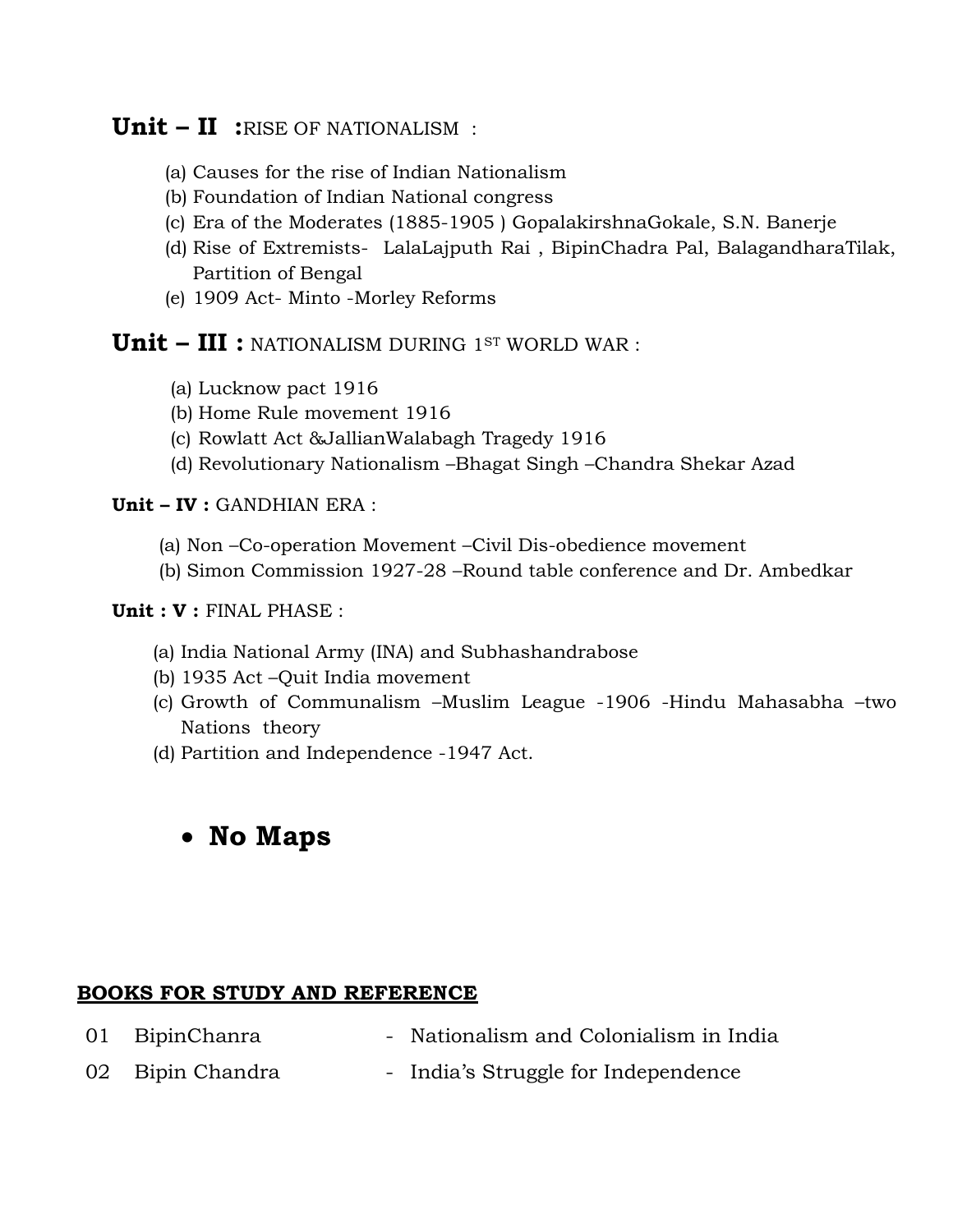## Unit – II :RISE OF NATIONALISM :

(a) Causes for the rise of Indian Nationalism
(b) Foundation of Indian National congress
(c) Era of the Moderates (1885-1905 ) GopalakirshnaGokale, S.N. Banerje
(d) Rise of Extremists- LalaLajputh Rai , BipinChadra Pal, BalagandharaTilak, Partition of Bengal
(e) 1909 Act- Minto -Morley Reforms

## Unit – III : NATIONALISM DURING 1ST WORLD WAR :

(a) Lucknow pact 1916
(b) Home Rule movement 1916
(c) Rowlatt Act &JallianWalabagh Tragedy 1916
(d) Revolutionary Nationalism –Bhagat Singh –Chandra Shekar Azad

**Unit – IV :** GANDHIAN ERA :

(a) Non –Co-operation Movement –Civil Dis-obedience movement
(b) Simon Commission 1927-28 –Round table conference and Dr. Ambedkar

**Unit : V :** FINAL PHASE :

(a) India National Army (INA) and Subhashandrabose
(b) 1935 Act –Quit India movement
(c) Growth of Communalism –Muslim League -1906 -Hindu Mahasabha –two Nations theory
(d) Partition and Independence -1947 Act.

- **No Maps**

**BOOKS FOR STUDY AND REFERENCE**

| | | | |
|---|---|---|---|
| 01 | BipinChanra | - | Nationalism and Colonialism in India |
| 02 | Bipin Chandra | - | India's Struggle for Independence |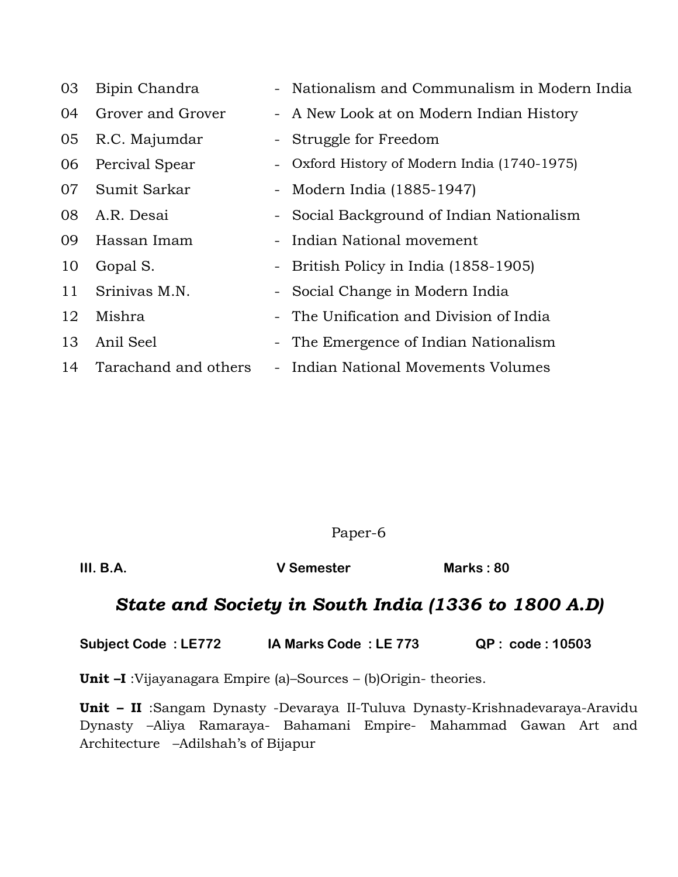| | | | |
|---|---|---|---|
| 03 | Bipin Chandra | - | Nationalism and Communalism in Modern India |
| 04 | Grover and Grover | - | A New Look at on Modern Indian History |
| 05 | R.C. Majumdar | - | Struggle for Freedom |
| 06 | Percival Spear | - | Oxford History of Modern India (1740-1975) |
| 07 | Sumit Sarkar | - | Modern India (1885-1947) |
| 08 | A.R. Desai | - | Social Background of Indian Nationalism |
| 09 | Hassan Imam | - | Indian National movement |
| 10 | Gopal S. | - | British Policy in India (1858-1905) |
| 11 | Srinivas M.N. | - | Social Change in Modern India |
| 12 | Mishra | - | The Unification and Division of India |
| 13 | Anil Seel | - | The Emergence of Indian Nationalism |
| 14 | Tarachand and others | - | Indian National Movements Volumes |

Paper-6

**III. B.A.** **V Semester** **Marks : 80**

## *State and Society in South India (1336 to 1800 A.D)*

**Subject Code : LE772** **IA Marks Code : LE 773** **QP : code : 10503**

**Unit –I** :Vijayanagara Empire (a)–Sources – (b)Origin- theories.

**Unit – II** :Sangam Dynasty -Devaraya II-Tuluva Dynasty-Krishnadevaraya-Aravidu Dynasty –Aliya Ramaraya- Bahamani Empire- Mahammad Gawan Art and Architecture –Adilshah's of Bijapur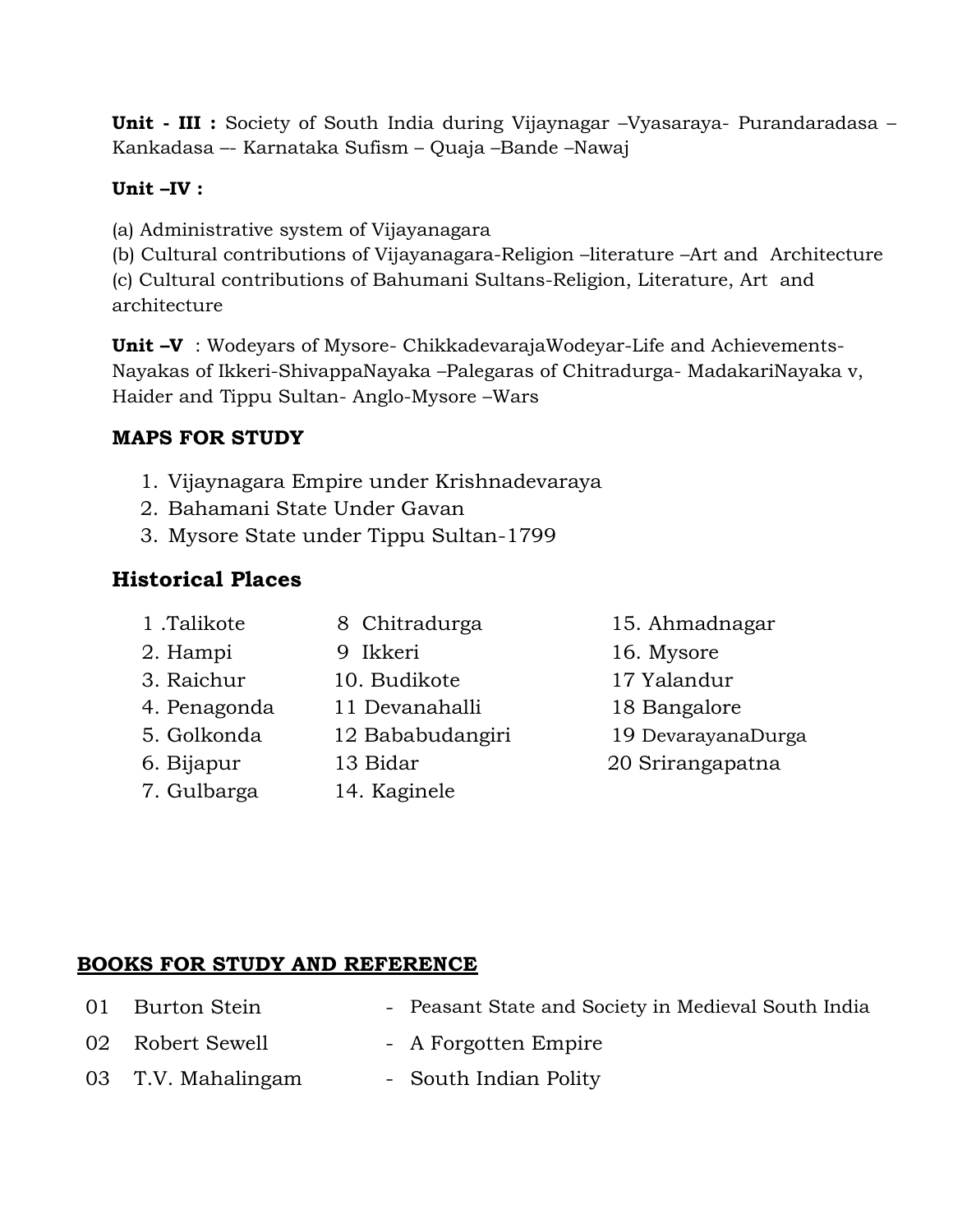**Unit - III :** Society of South India during Vijaynagar –Vyasaraya- Purandaradasa – Kankadasa –- Karnataka Sufism – Quaja –Bande –Nawaj

**Unit –IV :**

(a) Administrative system of Vijayanagara
(b) Cultural contributions of Vijayanagara-Religion –literature –Art and Architecture
(c) Cultural contributions of Bahumani Sultans-Religion, Literature, Art and architecture

**Unit –V** : Wodeyars of Mysore- ChikkadevarajaWodeyar-Life and Achievements- Nayakas of Ikkeri-ShivappaNayaka –Palegaras of Chitradurga- MadakariNayaka v, Haider and Tippu Sultan- Anglo-Mysore –Wars

### MAPS FOR STUDY

1. Vijaynagara Empire under Krishnadevaraya
2. Bahamani State Under Gavan
3. Mysore State under Tippu Sultan-1799

## Historical Places

| | | |
|---|---|---|
| 1 .Talikote | 8 Chitradurga | 15. Ahmadnagar |
| 2. Hampi | 9 Ikkeri | 16. Mysore |
| 3. Raichur | 10. Budikote | 17 Yalandur |
| 4. Penagonda | 11 Devanahalli | 18 Bangalore |
| 5. Golkonda | 12 Bababudangiri | 19 DevarayanaDurga |
| 6. Bijapur | 13 Bidar | 20 Srirangapatna |
| 7. Gulbarga | 14. Kaginele | |

**BOOKS FOR STUDY AND REFERENCE**

| | | |
|---|---|---|
| 01 | Burton Stein | - Peasant State and Society in Medieval South India |
| 02 | Robert Sewell | - A Forgotten Empire |
| 03 | T.V. Mahalingam | - South Indian Polity |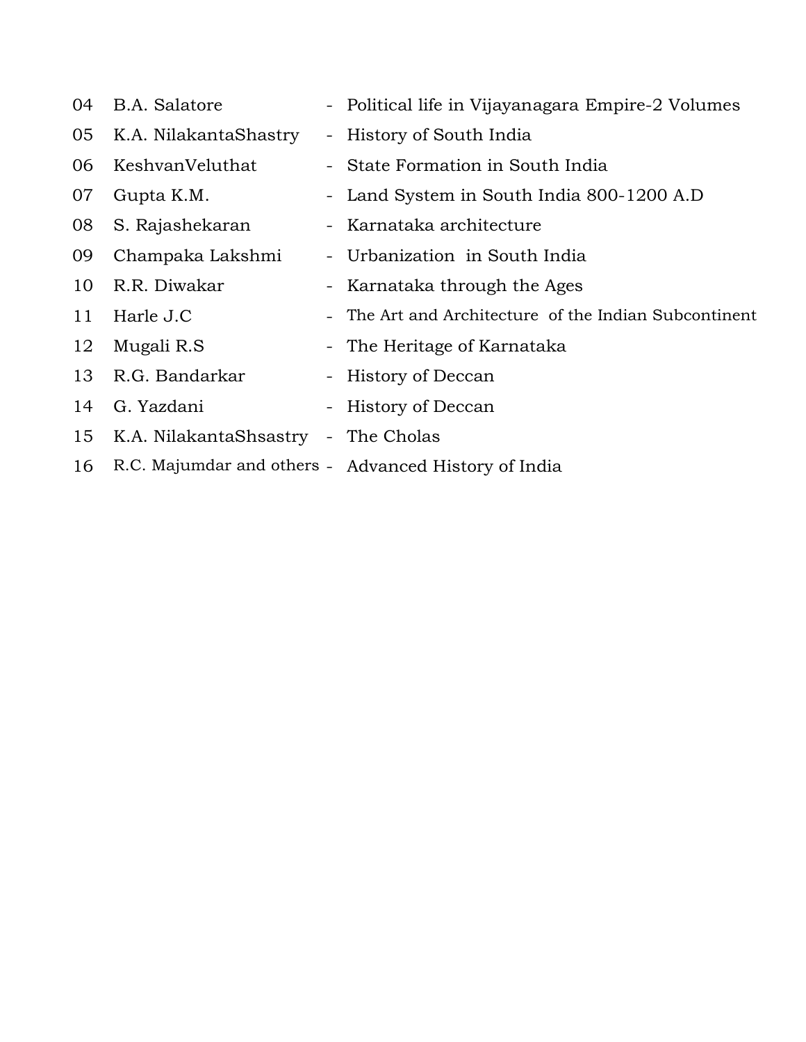04 B.A. Salatore - Political life in Vijayanagara Empire-2 Volumes

05 K.A. NilakantaShastry - History of South India

06 KeshvanVeluthat - State Formation in South India

07 Gupta K.M. - Land System in South India 800-1200 A.D

08 S. Rajashekaran - Karnataka architecture

09 Champaka Lakshmi - Urbanization in South India

10 R.R. Diwakar - Karnataka through the Ages

11 Harle J.C - The Art and Architecture of the Indian Subcontinent

12 Mugali R.S - The Heritage of Karnataka

13 R.G. Bandarkar - History of Deccan

14 G. Yazdani - History of Deccan

15 K.A. NilakantaShsastry - The Cholas

16 R.C. Majumdar and others - Advanced History of India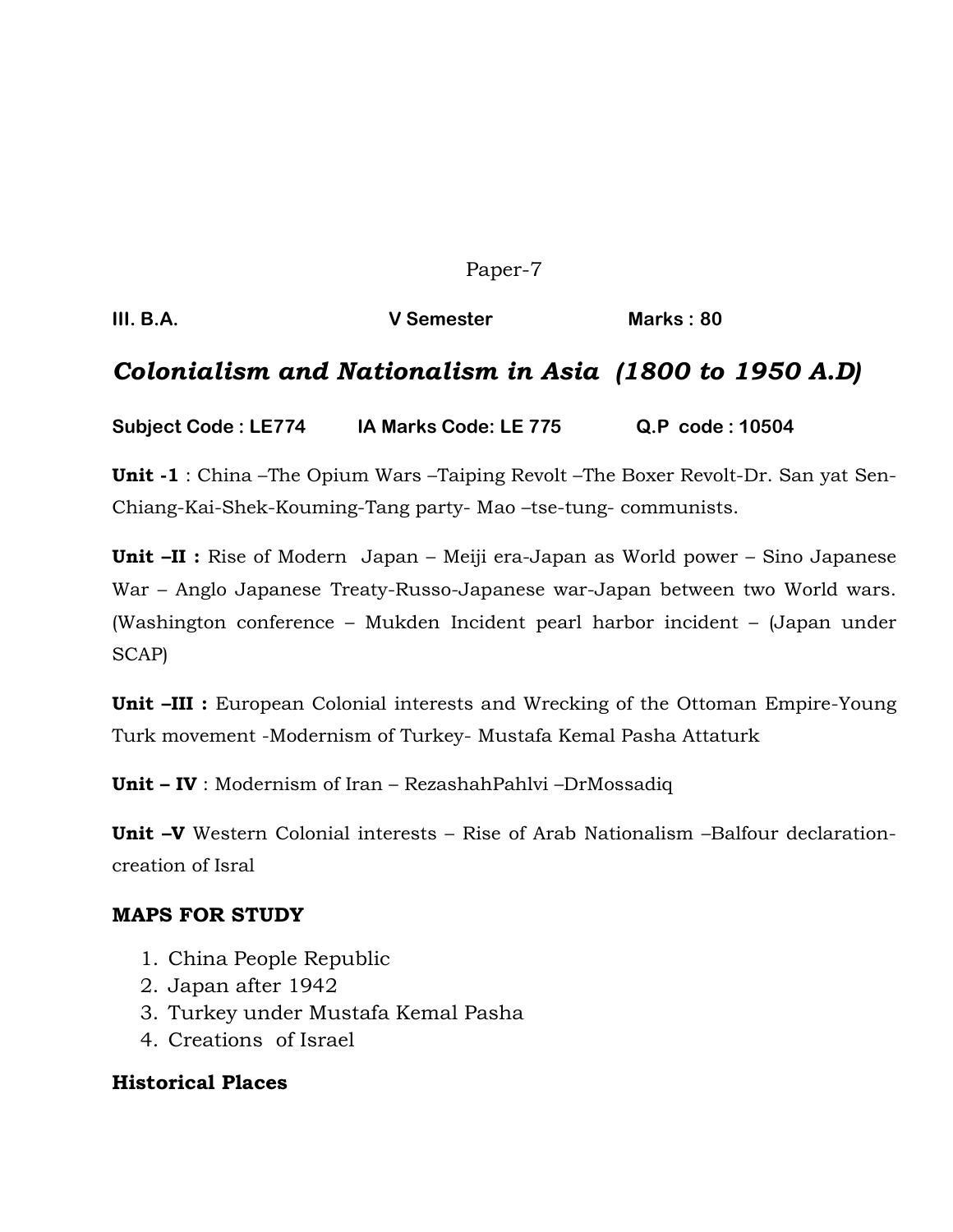Paper-7

**III. B.A.** **V Semester** **Marks : 80**

## *Colonialism and Nationalism in Asia (1800 to 1950 A.D)*

**Subject Code : LE774** **IA Marks Code: LE 775** **Q.P code : 10504**

**Unit -1** : China –The Opium Wars –Taiping Revolt –The Boxer Revolt-Dr. San yat Sen-Chiang-Kai-Shek-Kouming-Tang party- Mao –tse-tung- communists.

**Unit –II :** Rise of Modern Japan – Meiji era-Japan as World power – Sino Japanese War – Anglo Japanese Treaty-Russo-Japanese war-Japan between two World wars. (Washington conference – Mukden Incident pearl harbor incident – (Japan under SCAP)

**Unit –III :** European Colonial interests and Wrecking of the Ottoman Empire-Young Turk movement -Modernism of Turkey- Mustafa Kemal Pasha Attaturk

**Unit – IV** : Modernism of Iran – RezashahPahlvi –DrMossadiq

**Unit –V** Western Colonial interests – Rise of Arab Nationalism –Balfour declaration-creation of Isral

### MAPS FOR STUDY

1. China People Republic
2. Japan after 1942
3. Turkey under Mustafa Kemal Pasha
4. Creations of Israel

### Historical Places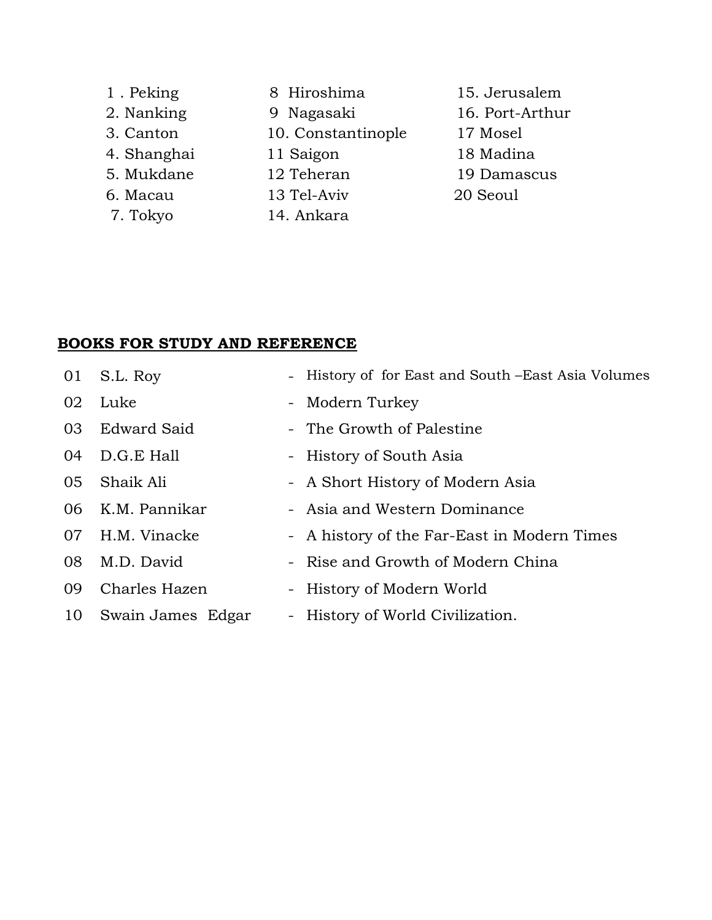1 . Peking
2. Nanking
3. Canton
4. Shanghai
5. Mukdane
6. Macau
7. Tokyo
8 Hiroshima
9 Nagasaki
10. Constantinople
11 Saigon
12 Teheran
13 Tel-Aviv
14. Ankara
15. Jerusalem
16. Port-Arthur
17 Mosel
18 Madina
19 Damascus
20 Seoul

**BOOKS FOR STUDY AND REFERENCE**

| | | | |
|---|---|---|---|
| 01 | S.L. Roy | - | History of for East and South –East Asia Volumes |
| 02 | Luke | - | Modern Turkey |
| 03 | Edward Said | - | The Growth of Palestine |
| 04 | D.G.E Hall | - | History of South Asia |
| 05 | Shaik Ali | - | A Short History of Modern Asia |
| 06 | K.M. Pannikar | - | Asia and Western Dominance |
| 07 | H.M. Vinacke | - | A history of the Far-East in Modern Times |
| 08 | M.D. David | - | Rise and Growth of Modern China |
| 09 | Charles Hazen | - | History of Modern World |
| 10 | Swain James Edgar | - | History of World Civilization. |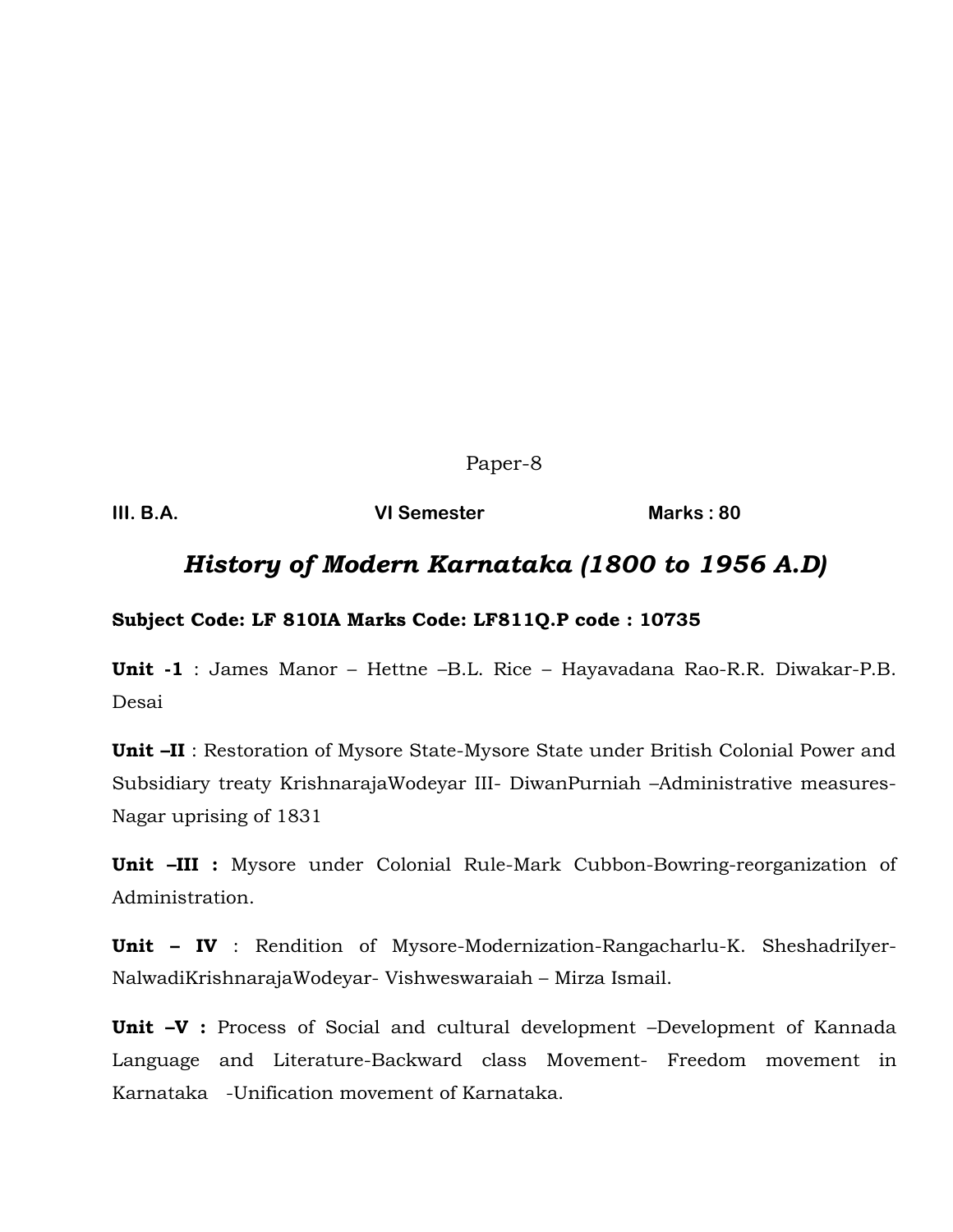Paper-8

**III. B.A.** **VI Semester** **Marks : 80**

## *History of Modern Karnataka (1800 to 1956 A.D)*

**Subject Code: LF 810IA Marks Code: LF811Q.P code : 10735**

**Unit -1** : James Manor – Hettne –B.L. Rice – Hayavadana Rao-R.R. Diwakar-P.B. Desai

**Unit –II** : Restoration of Mysore State-Mysore State under British Colonial Power and Subsidiary treaty KrishnarajaWodeyar III- DiwanPurniah –Administrative measures-Nagar uprising of 1831

**Unit –III :** Mysore under Colonial Rule-Mark Cubbon-Bowring-reorganization of Administration.

**Unit – IV** : Rendition of Mysore-Modernization-Rangacharlu-K. SheshadriIyer-NalwadiKrishnarajaWodeyar- Vishweswaraiah – Mirza Ismail.

**Unit –V :** Process of Social and cultural development –Development of Kannada Language and Literature-Backward class Movement- Freedom movement in Karnataka -Unification movement of Karnataka.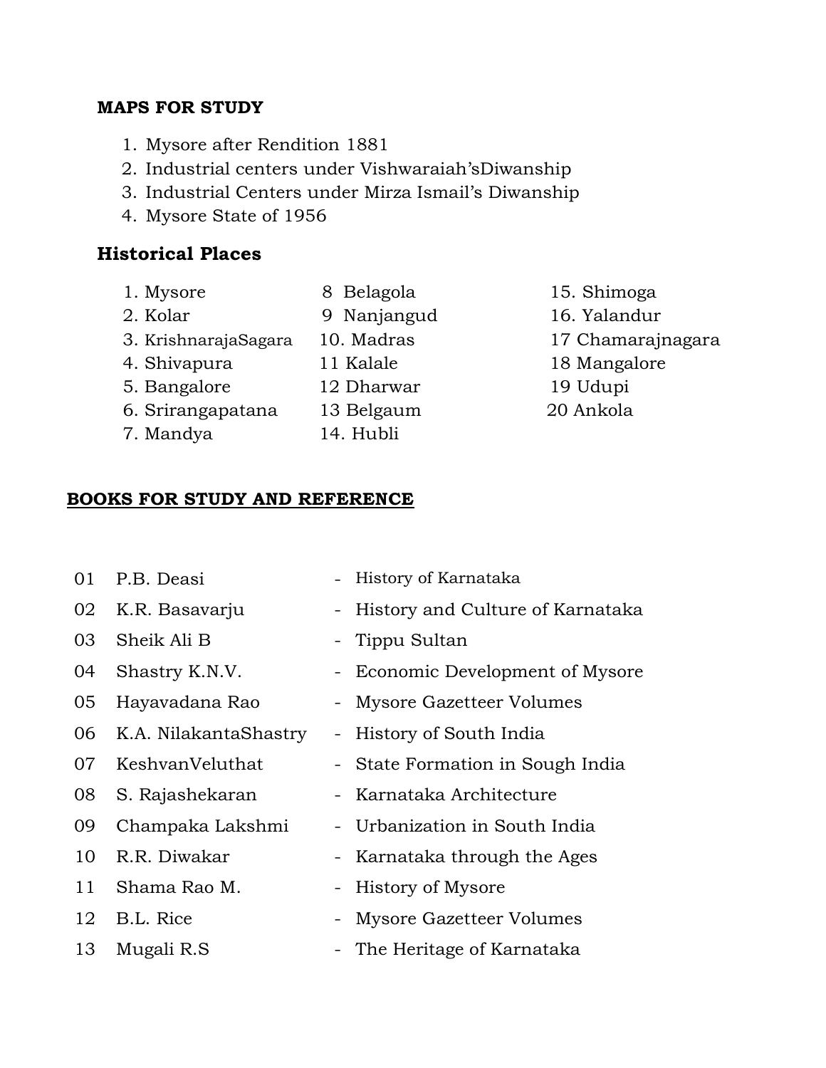**MAPS FOR STUDY**

1. Mysore after Rendition 1881
2. Industrial centers under Vishwaraiah'sDiwanship
3. Industrial Centers under Mirza Ismail's Diwanship
4. Mysore State of 1956

## Historical Places

| | | |
|---|---|---|
| 1. Mysore | 8 Belagola | 15. Shimoga |
| 2. Kolar | 9 Nanjangud | 16. Yalandur |
| 3. KrishnarajaSagara | 10. Madras | 17 Chamarajnagara |
| 4. Shivapura | 11 Kalale | 18 Mangalore |
| 5. Bangalore | 12 Dharwar | 19 Udupi |
| 6. Srirangapatana | 13 Belgaum | 20 Ankola |
| 7. Mandya | 14. Hubli | |

**BOOKS FOR STUDY AND REFERENCE**

| | | | |
|---|---|---|---|
| 01 | P.B. Deasi | - | History of Karnataka |
| 02 | K.R. Basavarju | - | History and Culture of Karnataka |
| 03 | Sheik Ali B | - | Tippu Sultan |
| 04 | Shastry K.N.V. | - | Economic Development of Mysore |
| 05 | Hayavadana Rao | - | Mysore Gazetteer Volumes |
| 06 | K.A. NilakantaShastry | - | History of South India |
| 07 | KeshvanVeluthat | - | State Formation in Sough India |
| 08 | S. Rajashekaran | - | Karnataka Architecture |
| 09 | Champaka Lakshmi | - | Urbanization in South India |
| 10 | R.R. Diwakar | - | Karnataka through the Ages |
| 11 | Shama Rao M. | - | History of Mysore |
| 12 | B.L. Rice | - | Mysore Gazetteer Volumes |
| 13 | Mugali R.S | - | The Heritage of Karnataka |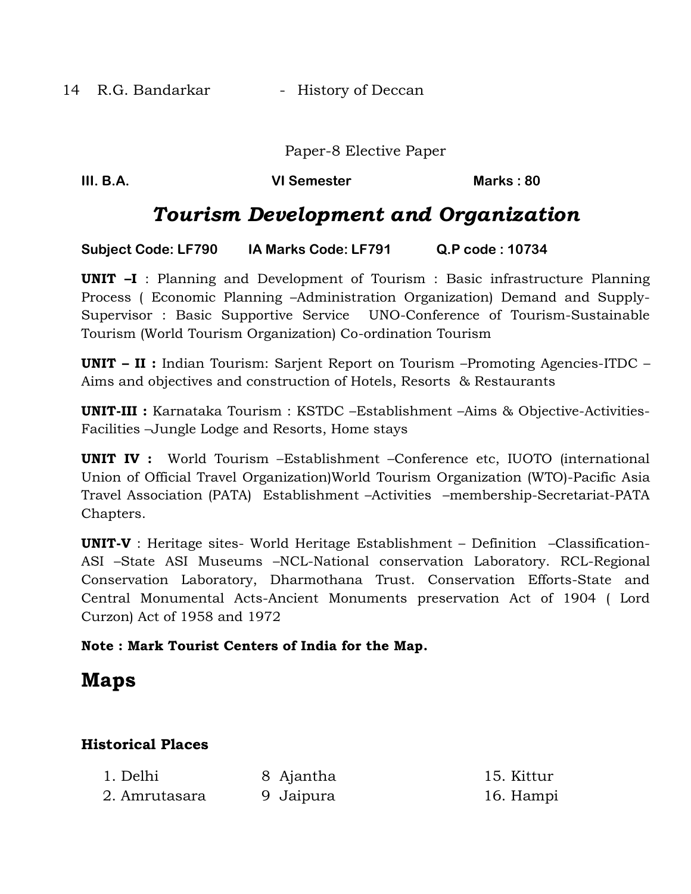14 R.G. Bandarkar - History of Deccan

Paper-8 Elective Paper

**III. B.A.** **VI Semester** **Marks : 80**

# *Tourism Development and Organization*

**Subject Code: LF790** **IA Marks Code: LF791** **Q.P code : 10734**

**UNIT –I** : Planning and Development of Tourism : Basic infrastructure Planning Process ( Economic Planning –Administration Organization) Demand and Supply-Supervisor : Basic Supportive Service UNO-Conference of Tourism-Sustainable Tourism (World Tourism Organization) Co-ordination Tourism

**UNIT – II :** Indian Tourism: Sarjent Report on Tourism –Promoting Agencies-ITDC – Aims and objectives and construction of Hotels, Resorts & Restaurants

**UNIT-III :** Karnataka Tourism : KSTDC –Establishment –Aims & Objective-Activities-Facilities –Jungle Lodge and Resorts, Home stays

**UNIT IV :** World Tourism –Establishment –Conference etc, IUOTO (international Union of Official Travel Organization)World Tourism Organization (WTO)-Pacific Asia Travel Association (PATA) Establishment –Activities –membership-Secretariat-PATA Chapters.

**UNIT-V** : Heritage sites- World Heritage Establishment – Definition –Classification-ASI –State ASI Museums –NCL-National conservation Laboratory. RCL-Regional Conservation Laboratory, Dharmothana Trust. Conservation Efforts-State and Central Monumental Acts-Ancient Monuments preservation Act of 1904 ( Lord Curzon) Act of 1958 and 1972

**Note : Mark Tourist Centers of India for the Map.**

## Maps

### Historical Places

| | | |
|---|---|---|
| 1. Delhi | 8 Ajantha | 15. Kittur |
| 2. Amrutasara | 9 Jaipura | 16. Hampi |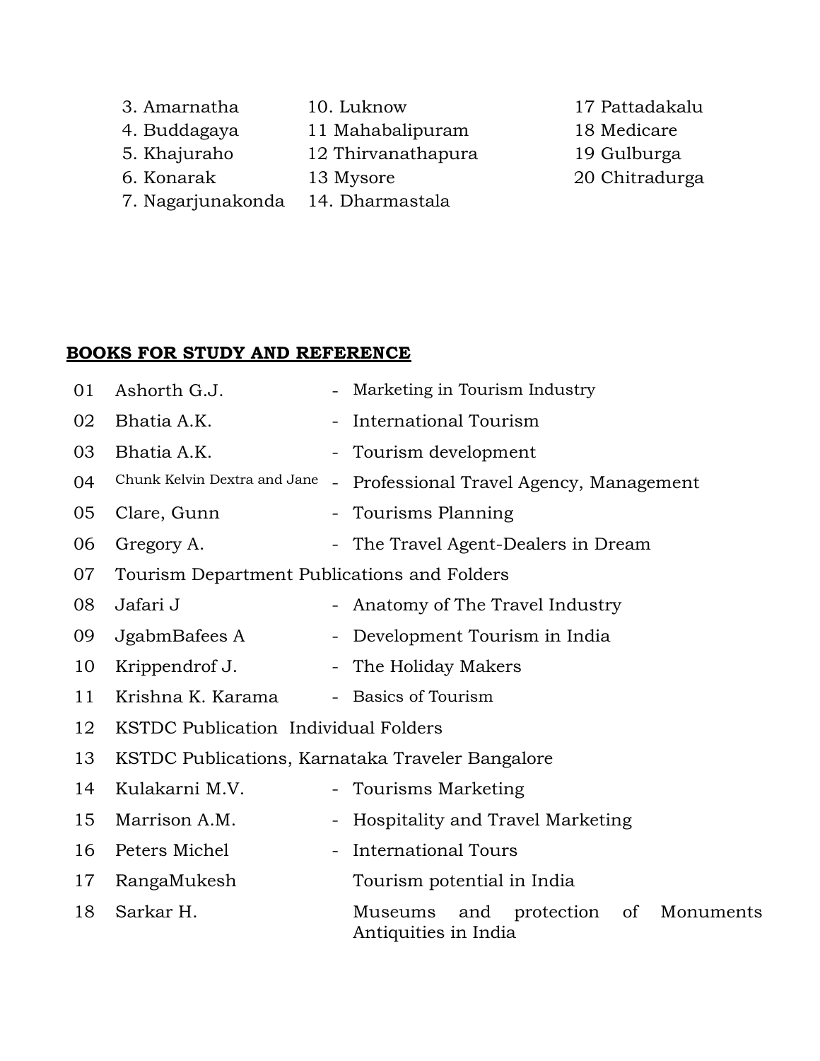3. Amarnatha
4. Buddagaya
5. Khajuraho
6. Konarak
7. Nagarjunakonda
10. Luknow
11 Mahabalipuram
12 Thirvanathapura
13 Mysore
14. Dharmastala
17 Pattadakalu
18 Medicare
19 Gulburga
20 Chitradurga

**BOOKS FOR STUDY AND REFERENCE**

| | | | |
|---|---|---|---|
| 01 | Ashorth G.J. | - | Marketing in Tourism Industry |
| 02 | Bhatia A.K. | - | International Tourism |
| 03 | Bhatia A.K. | - | Tourism development |
| 04 | Chunk Kelvin Dextra and Jane | - | Professional Travel Agency, Management |
| 05 | Clare, Gunn | - | Tourisms Planning |
| 06 | Gregory A. | - | The Travel Agent-Dealers in Dream |
| 07 | Tourism Department Publications and Folders | | |
| 08 | Jafari J | - | Anatomy of The Travel Industry |
| 09 | JgabmBafees A | - | Development Tourism in India |
| 10 | Krippendrof J. | - | The Holiday Makers |
| 11 | Krishna K. Karama | - | Basics of Tourism |
| 12 | KSTDC Publication Individual Folders | | |
| 13 | KSTDC Publications, Karnataka Traveler Bangalore | | |
| 14 | Kulakarni M.V. | - | Tourisms Marketing |
| 15 | Marrison A.M. | - | Hospitality and Travel Marketing |
| 16 | Peters Michel | - | International Tours |
| 17 | RangaMukesh | | Tourism potential in India |
| 18 | Sarkar H. | | Museums and protection of Monuments Antiquities in India |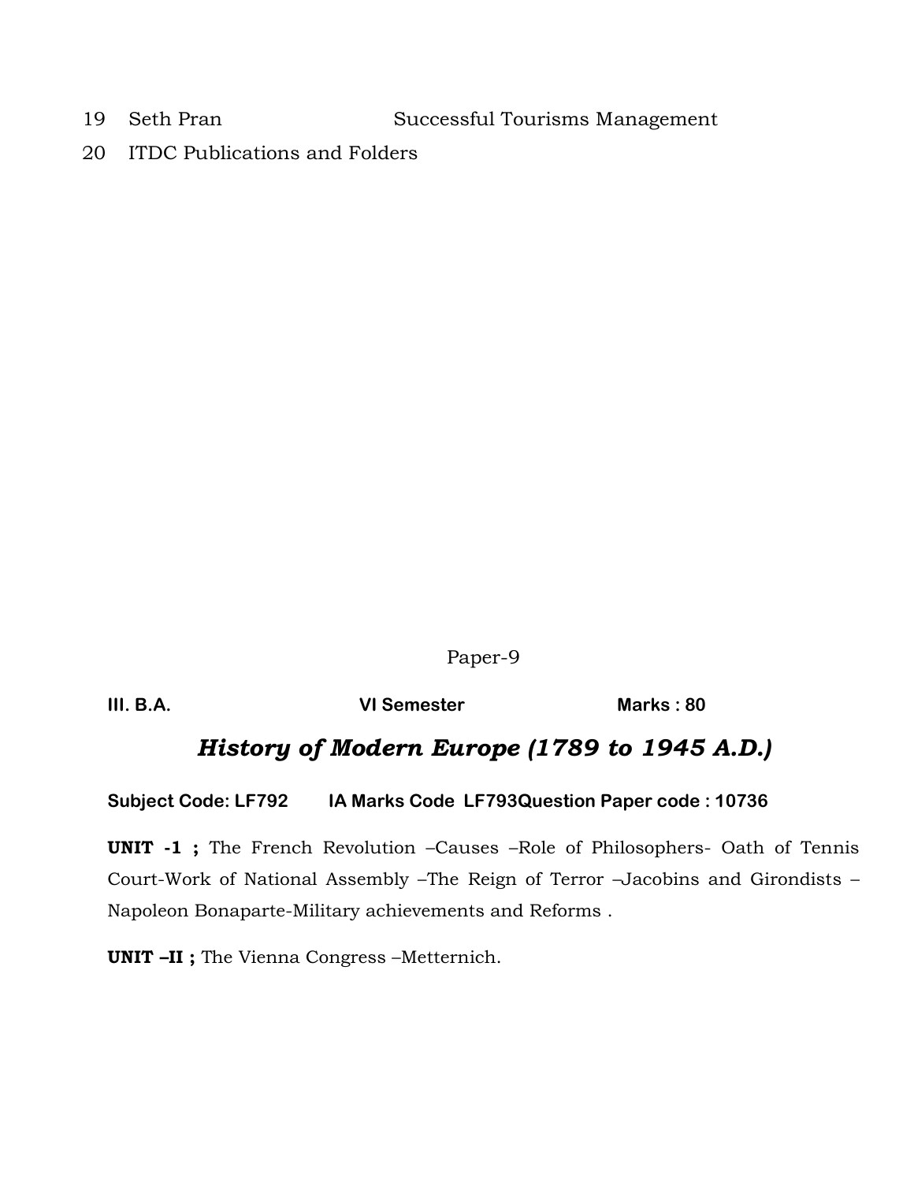19 Seth Pran Successful Tourisms Management

20 ITDC Publications and Folders

Paper-9

**III. B.A.** **VI Semester** **Marks : 80**

## *History of Modern Europe (1789 to 1945 A.D.)*

**Subject Code: LF792 IA Marks Code LF793Question Paper code : 10736**

**UNIT -1 ;** The French Revolution –Causes –Role of Philosophers- Oath of Tennis Court-Work of National Assembly –The Reign of Terror –Jacobins and Girondists –Napoleon Bonaparte-Military achievements and Reforms .

**UNIT –II ;** The Vienna Congress –Metternich.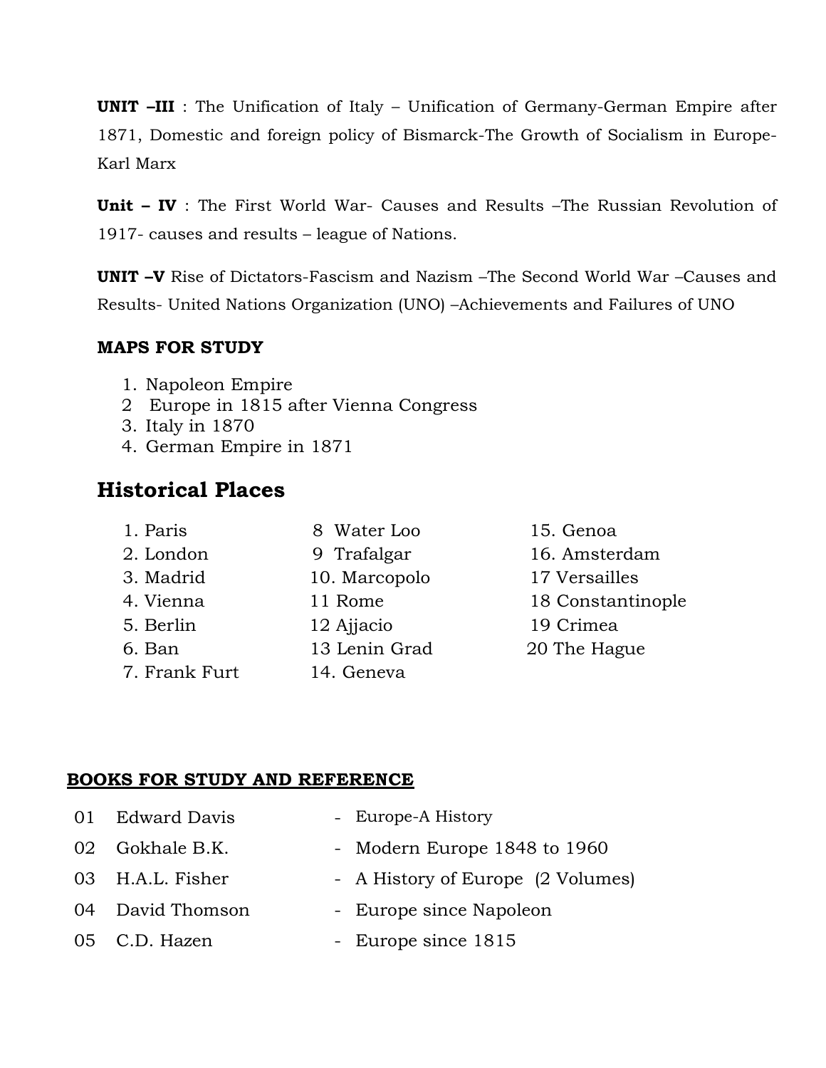**UNIT –III** : The Unification of Italy – Unification of Germany-German Empire after 1871, Domestic and foreign policy of Bismarck-The Growth of Socialism in Europe-Karl Marx

**Unit – IV** : The First World War- Causes and Results –The Russian Revolution of 1917- causes and results – league of Nations.

**UNIT –V** Rise of Dictators-Fascism and Nazism –The Second World War –Causes and Results- United Nations Organization (UNO) –Achievements and Failures of UNO

**MAPS FOR STUDY**

1. Napoleon Empire
2. Europe in 1815 after Vienna Congress
3. Italy in 1870
4. German Empire in 1871

## Historical Places

1. Paris
2. London
3. Madrid
4. Vienna
5. Berlin
6. Ban
7. Frank Furt
8. Water Loo
9. Trafalgar
10. Marcopolo
11. Rome
12. Ajjacio
13. Lenin Grad
14. Geneva
15. Genoa
16. Amsterdam
17. Versailles
18. Constantinople
19. Crimea
20. The Hague

**BOOKS FOR STUDY AND REFERENCE**

| | | |
|---|---|---|
| 01 | Edward Davis | - Europe-A History |
| 02 | Gokhale B.K. | - Modern Europe 1848 to 1960 |
| 03 | H.A.L. Fisher | - A History of Europe (2 Volumes) |
| 04 | David Thomson | - Europe since Napoleon |
| 05 | C.D. Hazen | - Europe since 1815 |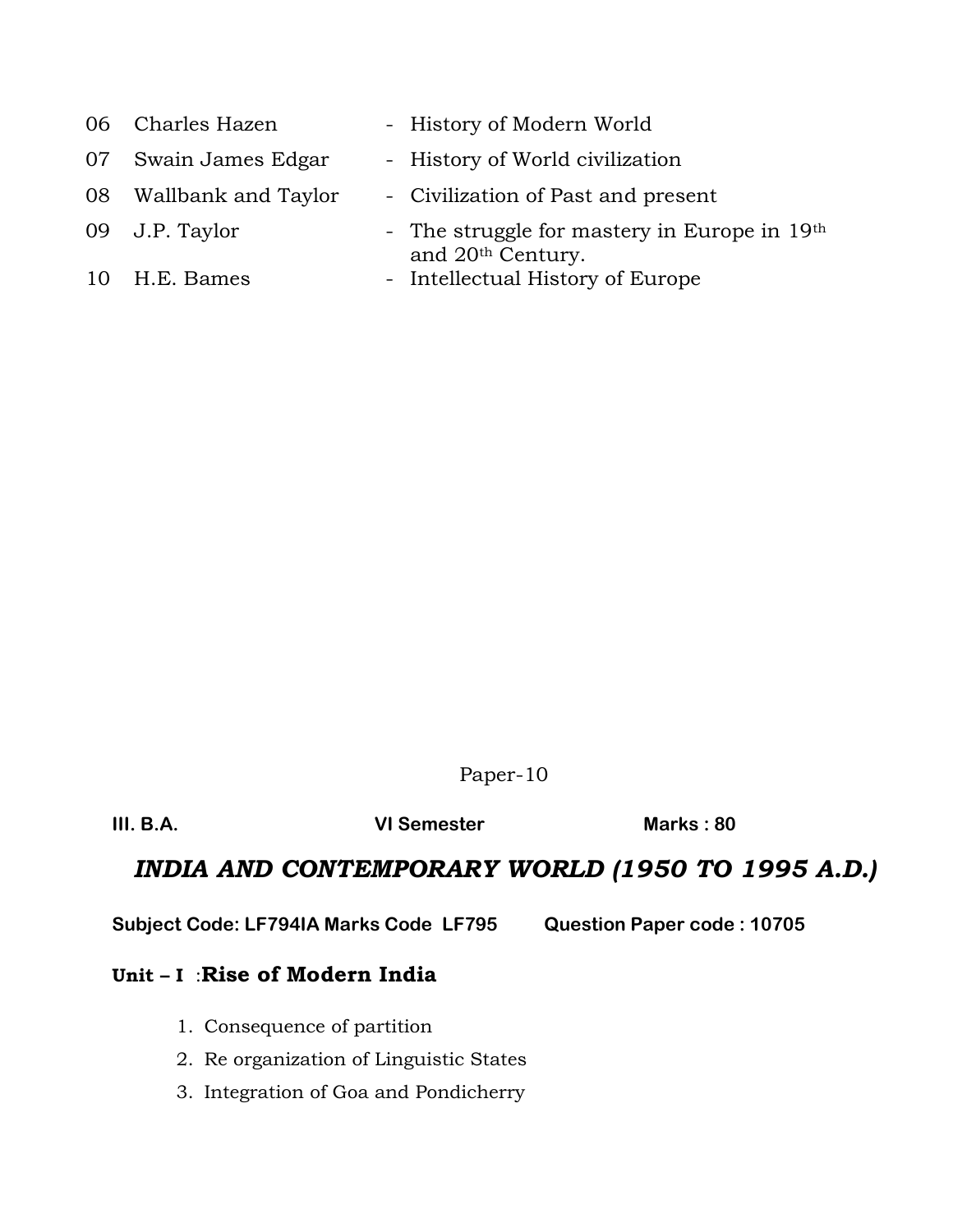| | | | |
|---|---|---|---|
| 06 | Charles Hazen | - | History of Modern World |
| 07 | Swain James Edgar | - | History of World civilization |
| 08 | Wallbank and Taylor | - | Civilization of Past and present |
| 09 | J.P. Taylor | - | The struggle for mastery in Europe in 19th and 20th Century. |
| 10 | H.E. Bames | - | Intellectual History of Europe |

Paper-10

**III. B.A.** **VI Semester** **Marks : 80**

## *INDIA AND CONTEMPORARY WORLD (1950 TO 1995 A.D.)*

**Subject Code: LF794IA Marks Code LF795** **Question Paper code : 10705**

### Unit – I :Rise of Modern India

1. Consequence of partition
2. Re organization of Linguistic States
3. Integration of Goa and Pondicherry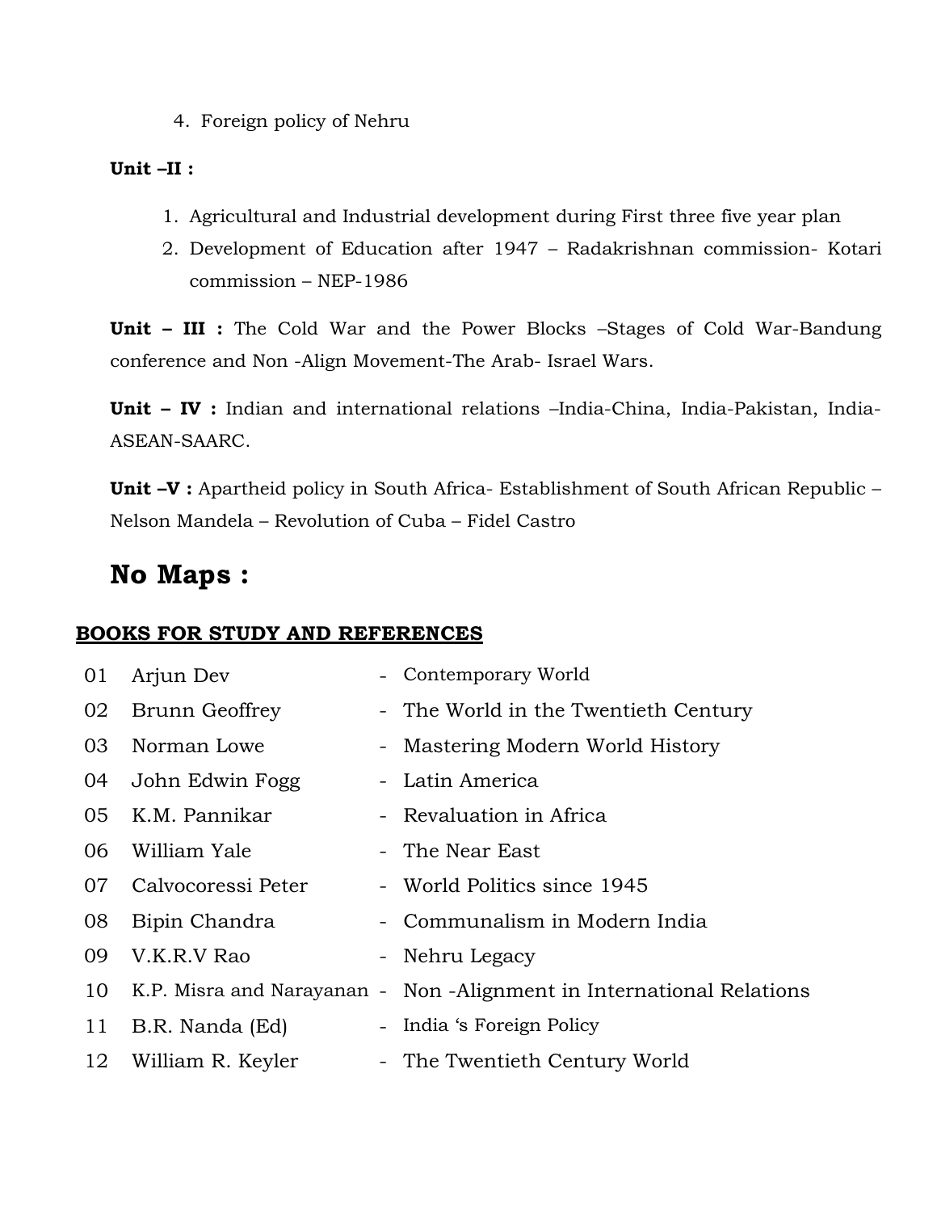4. Foreign policy of Nehru

**Unit –II :**

1. Agricultural and Industrial development during First three five year plan
2. Development of Education after 1947 – Radakrishnan commission- Kotari commission – NEP-1986

**Unit – III :** The Cold War and the Power Blocks –Stages of Cold War-Bandung conference and Non -Align Movement-The Arab- Israel Wars.

**Unit – IV :** Indian and international relations –India-China, India-Pakistan, India-ASEAN-SAARC.

**Unit –V :** Apartheid policy in South Africa- Establishment of South African Republic – Nelson Mandela – Revolution of Cuba – Fidel Castro

## No Maps :

**BOOKS FOR STUDY AND REFERENCES**

| | | | |
|---|---|---|---|
| 01 | Arjun Dev | - | Contemporary World |
| 02 | Brunn Geoffrey | - | The World in the Twentieth Century |
| 03 | Norman Lowe | - | Mastering Modern World History |
| 04 | John Edwin Fogg | - | Latin America |
| 05 | K.M. Pannikar | - | Revaluation in Africa |
| 06 | William Yale | - | The Near East |
| 07 | Calvocoressi Peter | - | World Politics since 1945 |
| 08 | Bipin Chandra | - | Communalism in Modern India |
| 09 | V.K.R.V Rao | - | Nehru Legacy |
| 10 | K.P. Misra and Narayanan | - | Non -Alignment in International Relations |
| 11 | B.R. Nanda (Ed) | - | India 's Foreign Policy |
| 12 | William R. Keyler | - | The Twentieth Century World |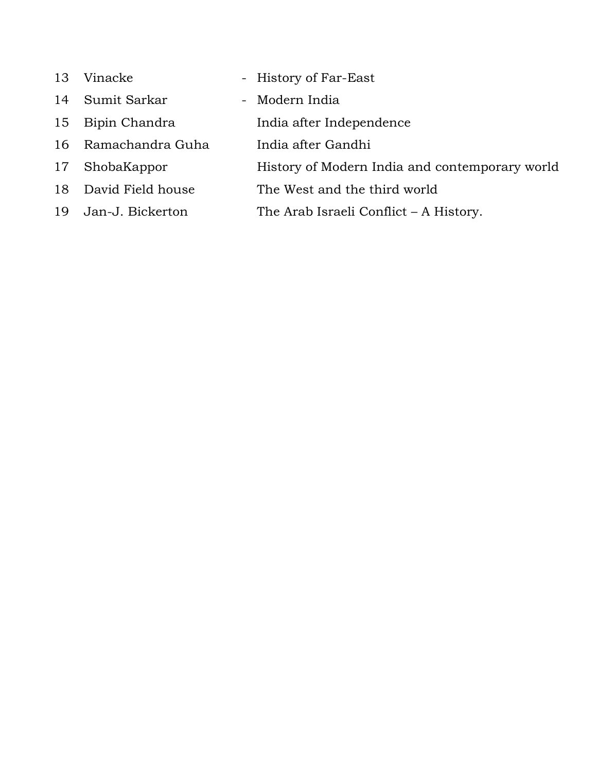| | | | |
|---|---|---|---|
| 13 | Vinacke | - | History of Far-East |
| 14 | Sumit Sarkar | - | Modern India |
| 15 | Bipin Chandra | | India after Independence |
| 16 | Ramachandra Guha | | India after Gandhi |
| 17 | ShobaKappor | | History of Modern India and contemporary world |
| 18 | David Field house | | The West and the third world |
| 19 | Jan-J. Bickerton | | The Arab Israeli Conflict – A History. |